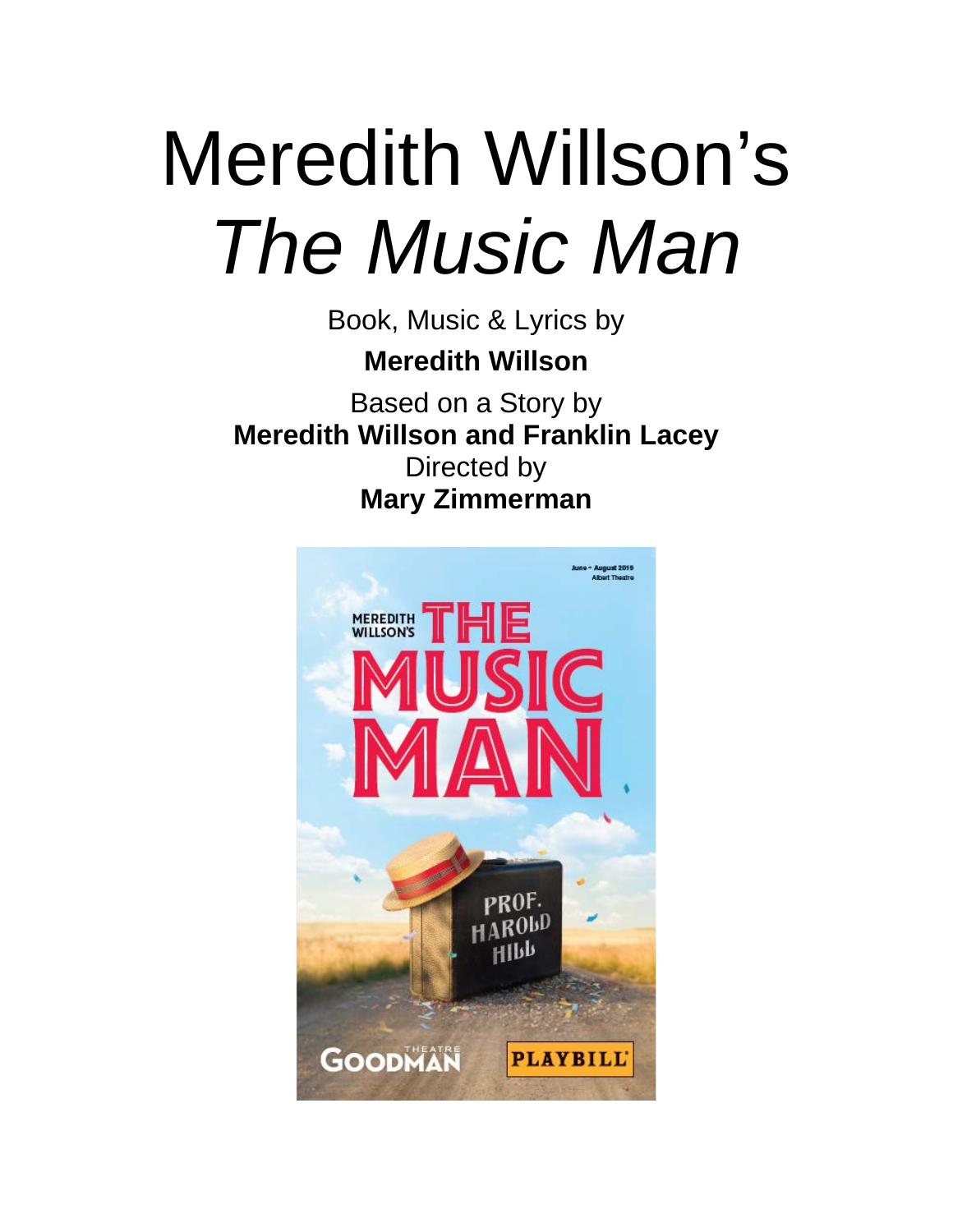# Meredith Willson's *The Music Man*

Book, Music & Lyrics by

**Meredith Willson**

Based on a Story by

**Meredith Willson and Franklin Lacey**

Directed by

**Mary Zimmerman**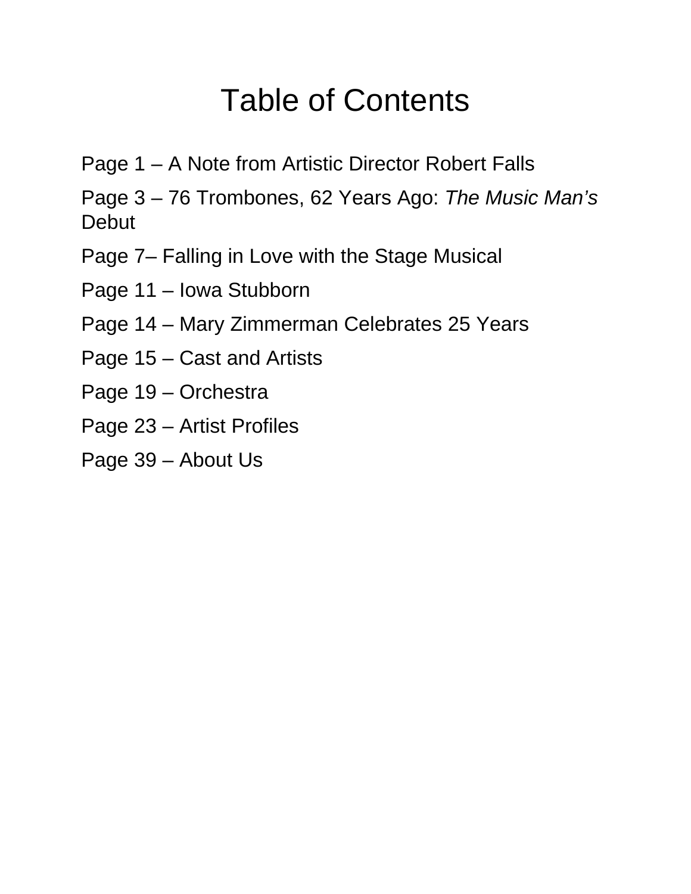# Table of Contents

Page 1 – A Note from Artistic Director Robert Falls

Page 3 – 76 Trombones, 62 Years Ago: *The Music Man's* Debut

Page 7– Falling in Love with the Stage Musical

Page 11 – Iowa Stubborn

Page 14 – Mary Zimmerman Celebrates 25 Years

Page 15 – Cast and Artists

Page 19 – Orchestra

Page 23 – Artist Profiles

Page 39 – About Us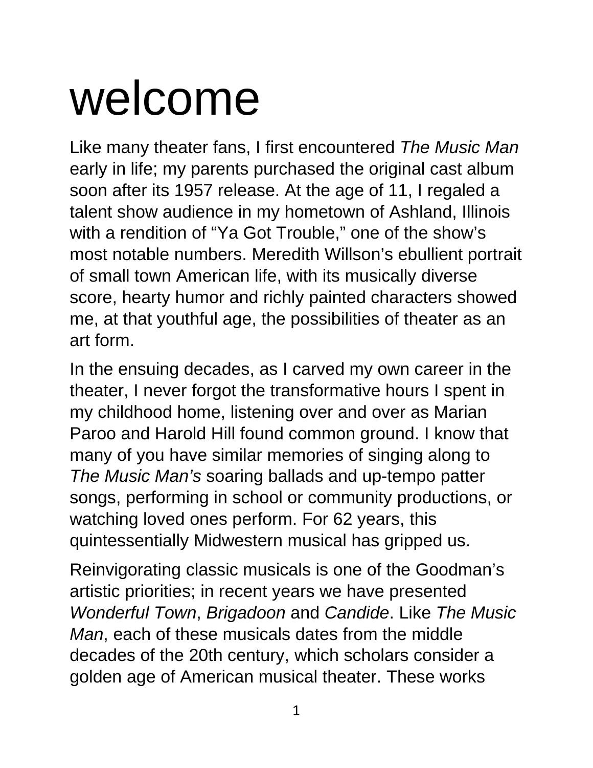# welcome

Like many theater fans, I first encountered *The Music Man* early in life; my parents purchased the original cast album soon after its 1957 release. At the age of 11, I regaled a talent show audience in my hometown of Ashland, Illinois with a rendition of "Ya Got Trouble," one of the show's most notable numbers. Meredith Willson's ebullient portrait of small town American life, with its musically diverse score, hearty humor and richly painted characters showed me, at that youthful age, the possibilities of theater as an art form.

In the ensuing decades, as I carved my own career in the theater, I never forgot the transformative hours I spent in my childhood home, listening over and over as Marian Paroo and Harold Hill found common ground. I know that many of you have similar memories of singing along to *The Music Man's* soaring ballads and up-tempo patter songs, performing in school or community productions, or watching loved ones perform. For 62 years, this quintessentially Midwestern musical has gripped us.

Reinvigorating classic musicals is one of the Goodman's artistic priorities; in recent years we have presented *Wonderful Town*, *Brigadoon* and *Candide*. Like *The Music Man*, each of these musicals dates from the middle decades of the 20th century, which scholars consider a golden age of American musical theater. These works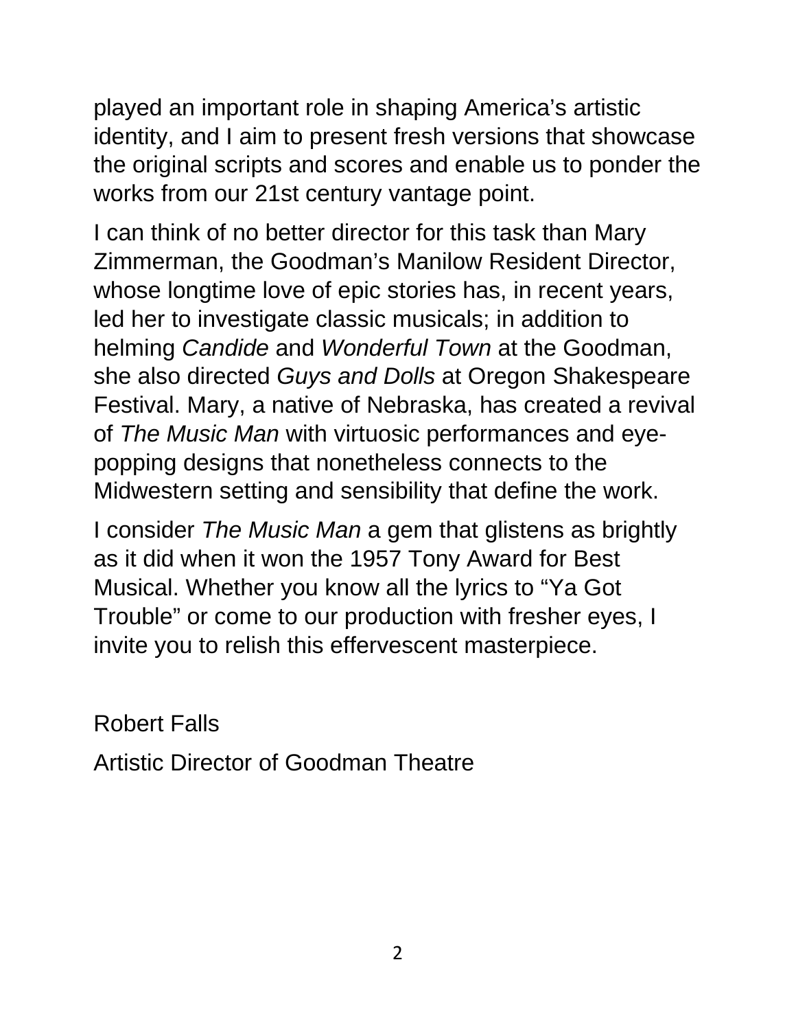played an important role in shaping America's artistic identity, and I aim to present fresh versions that showcase the original scripts and scores and enable us to ponder the works from our 21st century vantage point.

I can think of no better director for this task than Mary Zimmerman, the Goodman's Manilow Resident Director, whose longtime love of epic stories has, in recent years, led her to investigate classic musicals; in addition to helming *Candide* and *Wonderful Town* at the Goodman, she also directed *Guys and Dolls* at Oregon Shakespeare Festival. Mary, a native of Nebraska, has created a revival of *The Music Man* with virtuosic performances and eye-popping designs that nonetheless connects to the Midwestern setting and sensibility that define the work.

I consider *The Music Man* a gem that glistens as brightly as it did when it won the 1957 Tony Award for Best Musical. Whether you know all the lyrics to "Ya Got Trouble" or come to our production with fresher eyes, I invite you to relish this effervescent masterpiece.

Robert Falls

Artistic Director of Goodman Theatre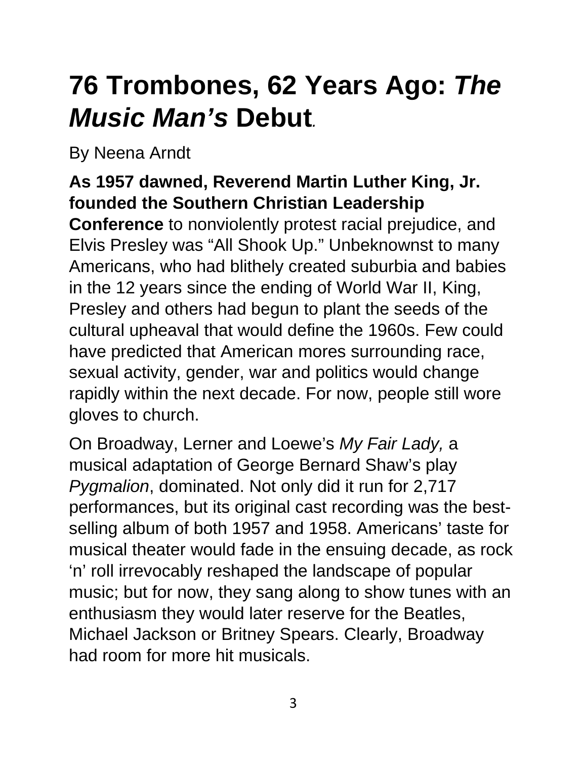# 76 Trombones, 62 Years Ago: *The Music Man's* Debut.

By Neena Arndt

**As 1957 dawned, Reverend Martin Luther King, Jr. founded the Southern Christian Leadership Conference** to nonviolently protest racial prejudice, and Elvis Presley was "All Shook Up." Unbeknownst to many Americans, who had blithely created suburbia and babies in the 12 years since the ending of World War II, King, Presley and others had begun to plant the seeds of the cultural upheaval that would define the 1960s. Few could have predicted that American mores surrounding race, sexual activity, gender, war and politics would change rapidly within the next decade. For now, people still wore gloves to church.

On Broadway, Lerner and Loewe's *My Fair Lady,* a musical adaptation of George Bernard Shaw's play *Pygmalion*, dominated. Not only did it run for 2,717 performances, but its original cast recording was the best-selling album of both 1957 and 1958. Americans' taste for musical theater would fade in the ensuing decade, as rock 'n' roll irrevocably reshaped the landscape of popular music; but for now, they sang along to show tunes with an enthusiasm they would later reserve for the Beatles, Michael Jackson or Britney Spears. Clearly, Broadway had room for more hit musicals.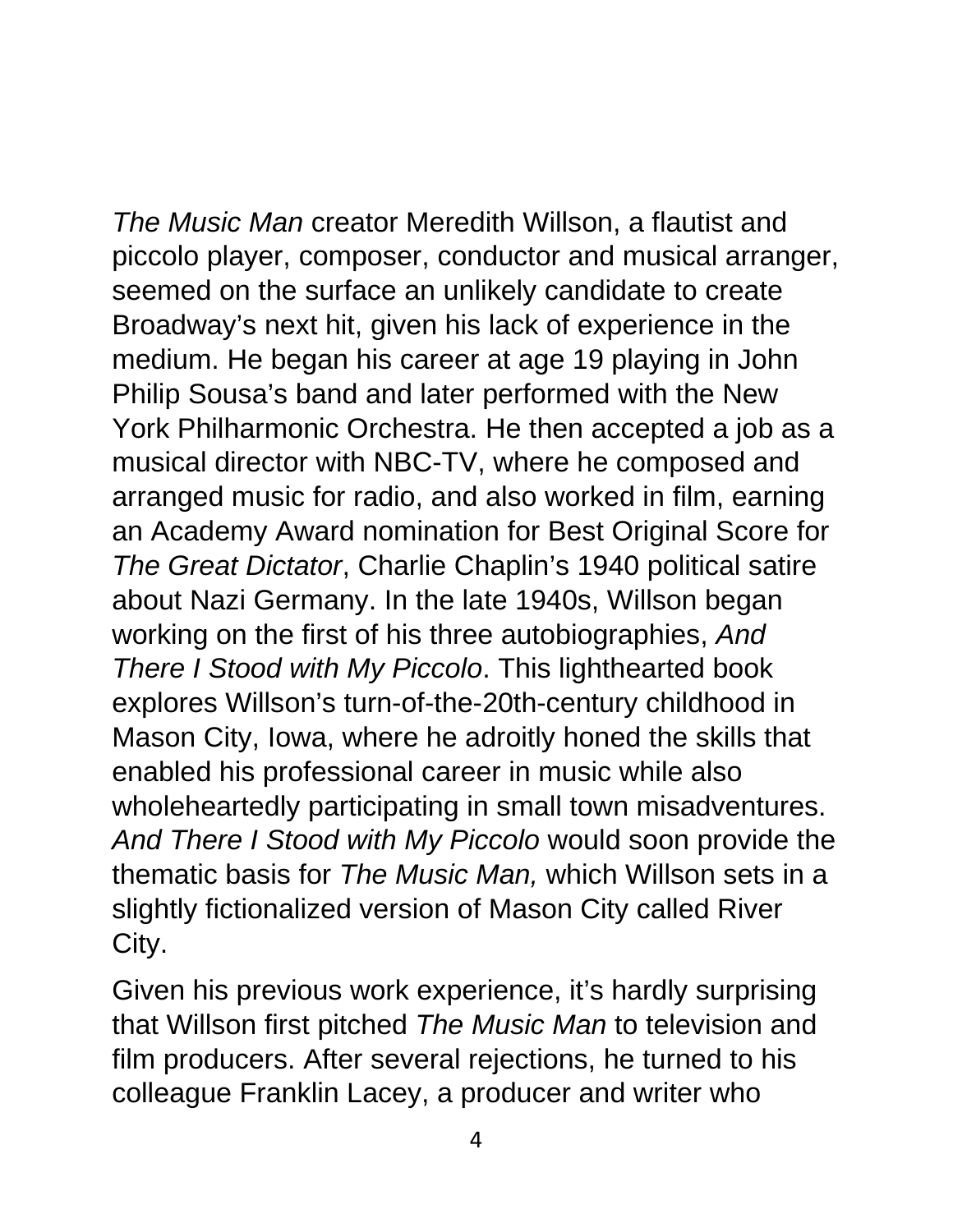*The Music Man* creator Meredith Willson, a flautist and piccolo player, composer, conductor and musical arranger, seemed on the surface an unlikely candidate to create Broadway's next hit, given his lack of experience in the medium. He began his career at age 19 playing in John Philip Sousa's band and later performed with the New York Philharmonic Orchestra. He then accepted a job as a musical director with NBC-TV, where he composed and arranged music for radio, and also worked in film, earning an Academy Award nomination for Best Original Score for *The Great Dictator*, Charlie Chaplin's 1940 political satire about Nazi Germany. In the late 1940s, Willson began working on the first of his three autobiographies, *And There I Stood with My Piccolo*. This lighthearted book explores Willson's turn-of-the-20th-century childhood in Mason City, Iowa, where he adroitly honed the skills that enabled his professional career in music while also wholeheartedly participating in small town misadventures. *And There I Stood with My Piccolo* would soon provide the thematic basis for *The Music Man,* which Willson sets in a slightly fictionalized version of Mason City called River City.

Given his previous work experience, it's hardly surprising that Willson first pitched *The Music Man* to television and film producers. After several rejections, he turned to his colleague Franklin Lacey, a producer and writer who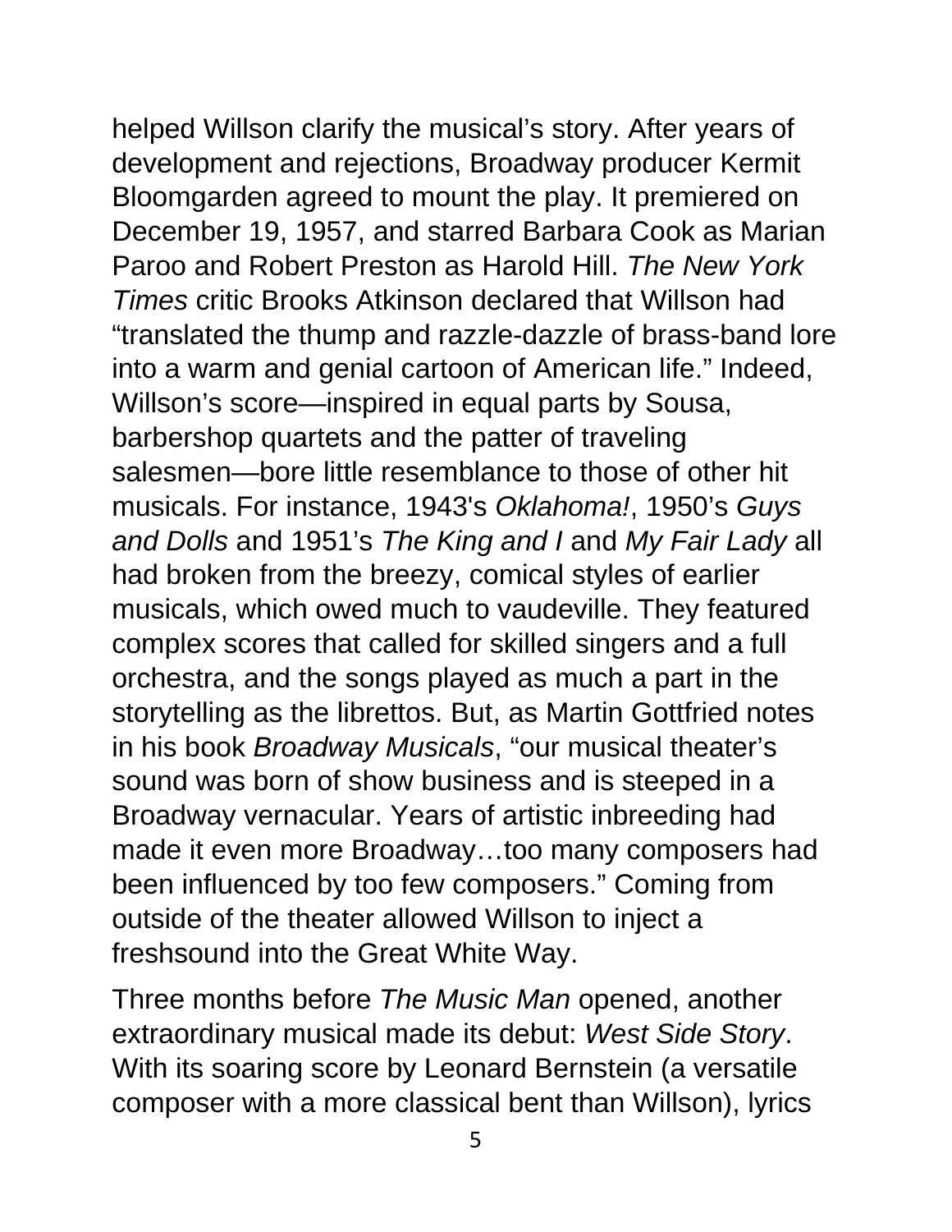helped Willson clarify the musical's story. After years of development and rejections, Broadway producer Kermit Bloomgarden agreed to mount the play. It premiered on December 19, 1957, and starred Barbara Cook as Marian Paroo and Robert Preston as Harold Hill. *The New York Times* critic Brooks Atkinson declared that Willson had "translated the thump and razzle-dazzle of brass-band lore into a warm and genial cartoon of American life." Indeed, Willson's score—inspired in equal parts by Sousa, barbershop quartets and the patter of traveling salesmen—bore little resemblance to those of other hit musicals. For instance, 1943's *Oklahoma!*, 1950's *Guys and Dolls* and 1951's *The King and I* and *My Fair Lady* all had broken from the breezy, comical styles of earlier musicals, which owed much to vaudeville. They featured complex scores that called for skilled singers and a full orchestra, and the songs played as much a part in the storytelling as the librettos. But, as Martin Gottfried notes in his book *Broadway Musicals*, "our musical theater's sound was born of show business and is steeped in a Broadway vernacular. Years of artistic inbreeding had made it even more Broadway…too many composers had been influenced by too few composers." Coming from outside of the theater allowed Willson to inject a freshsound into the Great White Way.

Three months before *The Music Man* opened, another extraordinary musical made its debut: *West Side Story*. With its soaring score by Leonard Bernstein (a versatile composer with a more classical bent than Willson), lyrics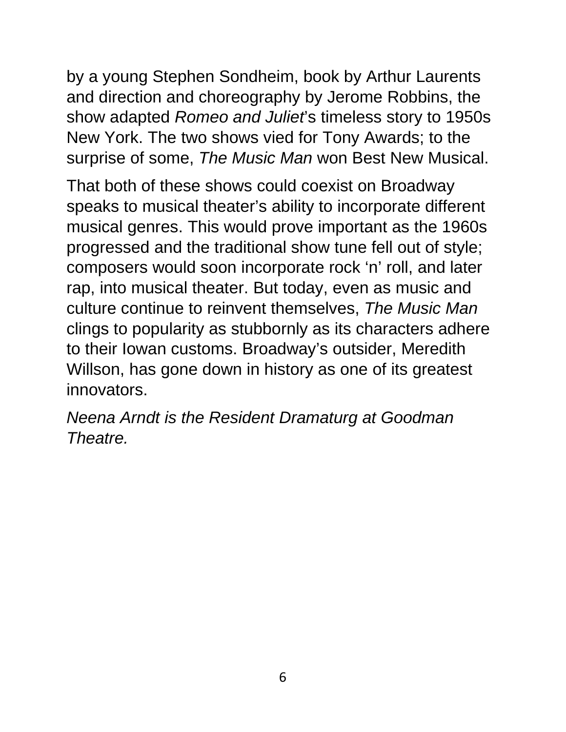by a young Stephen Sondheim, book by Arthur Laurents and direction and choreography by Jerome Robbins, the show adapted *Romeo and Juliet*'s timeless story to 1950s New York. The two shows vied for Tony Awards; to the surprise of some, *The Music Man* won Best New Musical.

That both of these shows could coexist on Broadway speaks to musical theater's ability to incorporate different musical genres. This would prove important as the 1960s progressed and the traditional show tune fell out of style; composers would soon incorporate rock 'n' roll, and later rap, into musical theater. But today, even as music and culture continue to reinvent themselves, *The Music Man* clings to popularity as stubbornly as its characters adhere to their Iowan customs. Broadway's outsider, Meredith Willson, has gone down in history as one of its greatest innovators.

*Neena Arndt is the Resident Dramaturg at Goodman Theatre.*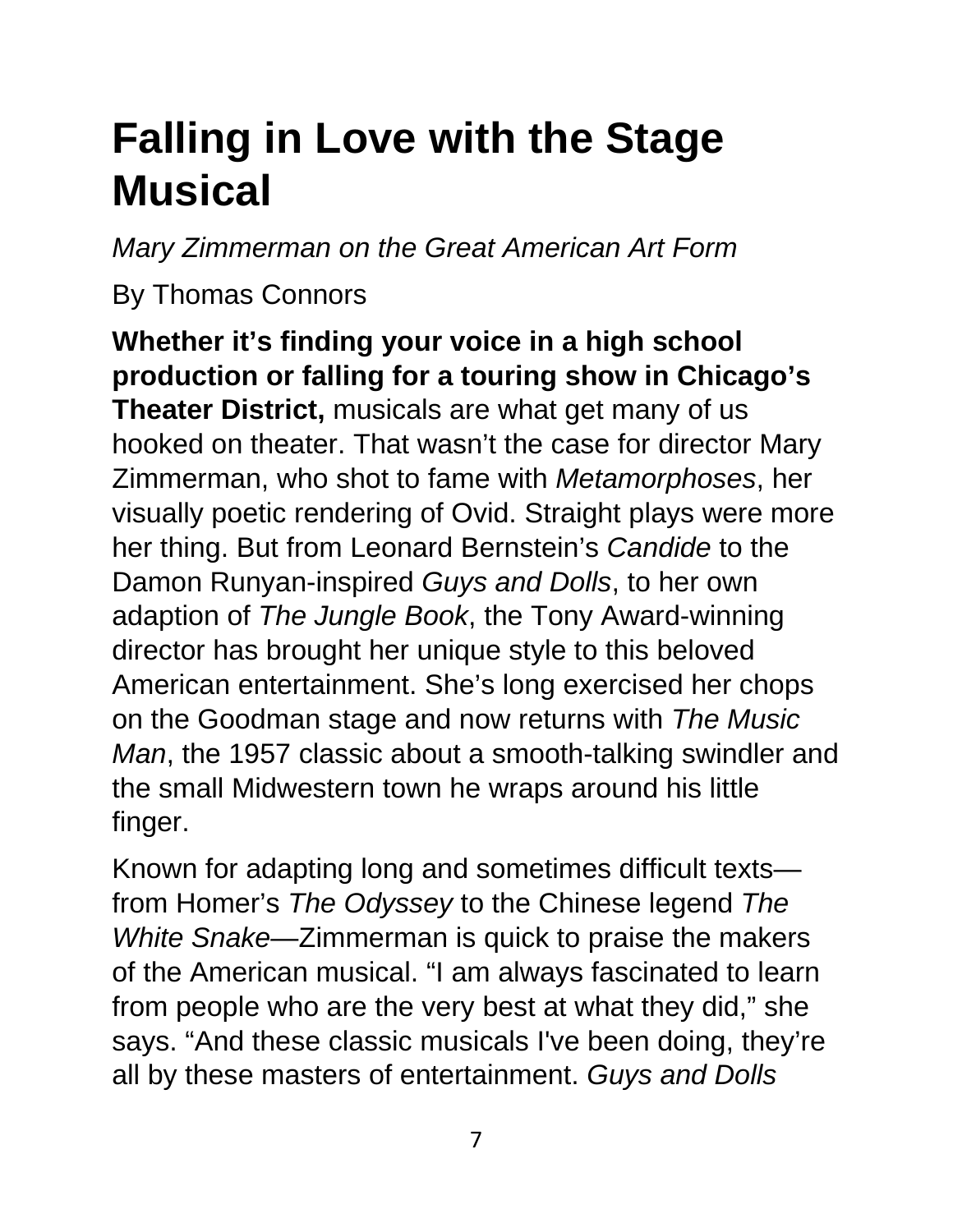# Falling in Love with the Stage Musical

*Mary Zimmerman on the Great American Art Form*

By Thomas Connors

**Whether it's finding your voice in a high school production or falling for a touring show in Chicago's Theater District,** musicals are what get many of us hooked on theater. That wasn't the case for director Mary Zimmerman, who shot to fame with *Metamorphoses*, her visually poetic rendering of Ovid. Straight plays were more her thing. But from Leonard Bernstein's *Candide* to the Damon Runyan-inspired *Guys and Dolls*, to her own adaption of *The Jungle Book*, the Tony Award-winning director has brought her unique style to this beloved American entertainment. She's long exercised her chops on the Goodman stage and now returns with *The Music Man*, the 1957 classic about a smooth-talking swindler and the small Midwestern town he wraps around his little finger.

Known for adapting long and sometimes difficult texts—from Homer's *The Odyssey* to the Chinese legend *The White Snake*—Zimmerman is quick to praise the makers of the American musical. "I am always fascinated to learn from people who are the very best at what they did," she says. "And these classic musicals I've been doing, they're all by these masters of entertainment. *Guys and Dolls*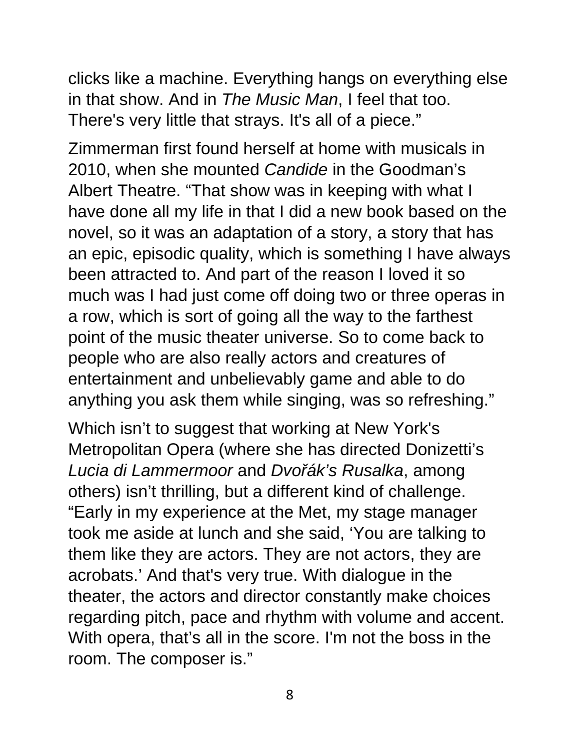clicks like a machine. Everything hangs on everything else in that show. And in *The Music Man*, I feel that too. There's very little that strays. It's all of a piece."

Zimmerman first found herself at home with musicals in 2010, when she mounted *Candide* in the Goodman's Albert Theatre. "That show was in keeping with what I have done all my life in that I did a new book based on the novel, so it was an adaptation of a story, a story that has an epic, episodic quality, which is something I have always been attracted to. And part of the reason I loved it so much was I had just come off doing two or three operas in a row, which is sort of going all the way to the farthest point of the music theater universe. So to come back to people who are also really actors and creatures of entertainment and unbelievably game and able to do anything you ask them while singing, was so refreshing."

Which isn't to suggest that working at New York's Metropolitan Opera (where she has directed Donizetti's *Lucia di Lammermoor* and *Dvořák's Rusalka*, among others) isn't thrilling, but a different kind of challenge. "Early in my experience at the Met, my stage manager took me aside at lunch and she said, 'You are talking to them like they are actors. They are not actors, they are acrobats.' And that's very true. With dialogue in the theater, the actors and director constantly make choices regarding pitch, pace and rhythm with volume and accent. With opera, that's all in the score. I'm not the boss in the room. The composer is."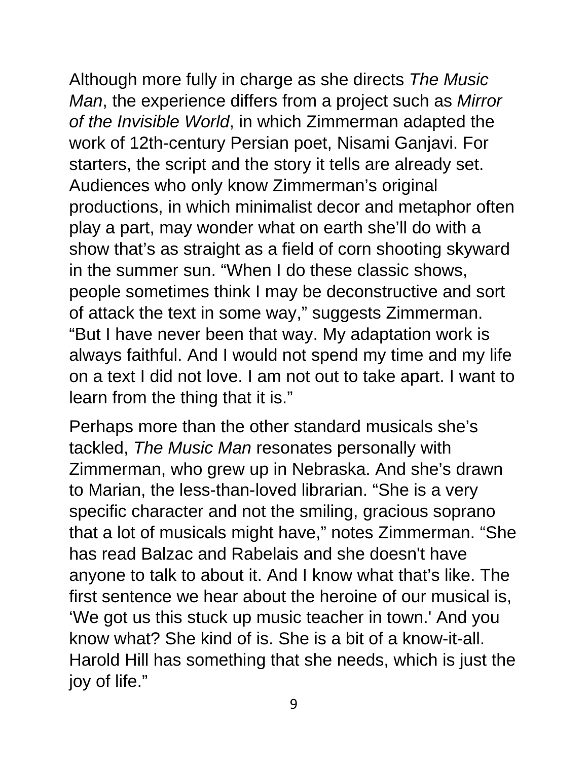Although more fully in charge as she directs *The Music Man*, the experience differs from a project such as *Mirror of the Invisible World*, in which Zimmerman adapted the work of 12th-century Persian poet, Nisami Ganjavi. For starters, the script and the story it tells are already set. Audiences who only know Zimmerman's original productions, in which minimalist decor and metaphor often play a part, may wonder what on earth she'll do with a show that's as straight as a field of corn shooting skyward in the summer sun. "When I do these classic shows, people sometimes think I may be deconstructive and sort of attack the text in some way," suggests Zimmerman. "But I have never been that way. My adaptation work is always faithful. And I would not spend my time and my life on a text I did not love. I am not out to take apart. I want to learn from the thing that it is."

Perhaps more than the other standard musicals she's tackled, *The Music Man* resonates personally with Zimmerman, who grew up in Nebraska. And she's drawn to Marian, the less-than-loved librarian. "She is a very specific character and not the smiling, gracious soprano that a lot of musicals might have," notes Zimmerman. "She has read Balzac and Rabelais and she doesn't have anyone to talk to about it. And I know what that's like. The first sentence we hear about the heroine of our musical is, 'We got us this stuck up music teacher in town.' And you know what? She kind of is. She is a bit of a know-it-all. Harold Hill has something that she needs, which is just the joy of life."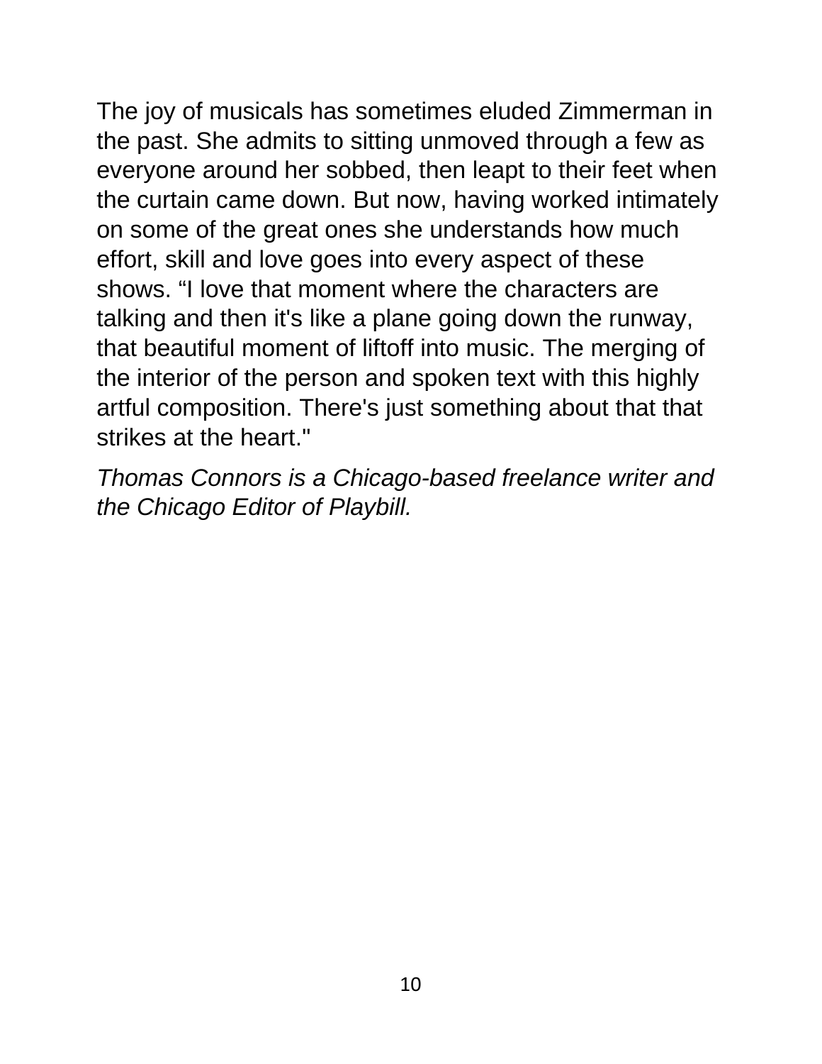The joy of musicals has sometimes eluded Zimmerman in the past. She admits to sitting unmoved through a few as everyone around her sobbed, then leapt to their feet when the curtain came down. But now, having worked intimately on some of the great ones she understands how much effort, skill and love goes into every aspect of these shows. “I love that moment where the characters are talking and then it's like a plane going down the runway, that beautiful moment of liftoff into music. The merging of the interior of the person and spoken text with this highly artful composition. There's just something about that that strikes at the heart."

*Thomas Connors is a Chicago-based freelance writer and the Chicago Editor of Playbill.*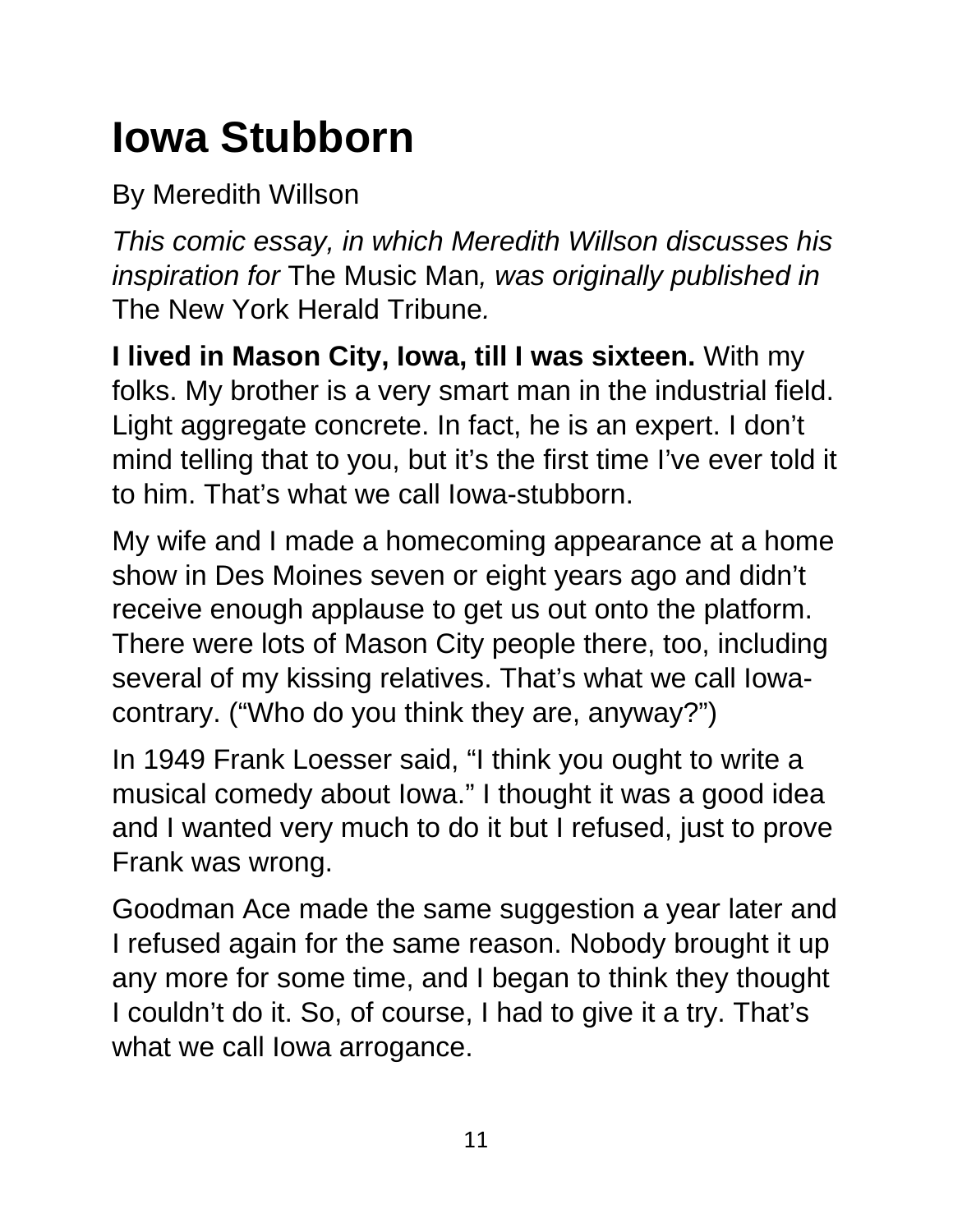# Iowa Stubborn

By Meredith Willson

*This comic essay, in which Meredith Willson discusses his inspiration for* The Music Man*, was originally published in* The New York Herald Tribune*.*

**I lived in Mason City, Iowa, till I was sixteen.** With my folks. My brother is a very smart man in the industrial field. Light aggregate concrete. In fact, he is an expert. I don't mind telling that to you, but it's the first time I've ever told it to him. That's what we call Iowa-stubborn.

My wife and I made a homecoming appearance at a home show in Des Moines seven or eight years ago and didn't receive enough applause to get us out onto the platform. There were lots of Mason City people there, too, including several of my kissing relatives. That's what we call Iowa-contrary. ("Who do you think they are, anyway?")

In 1949 Frank Loesser said, "I think you ought to write a musical comedy about Iowa." I thought it was a good idea and I wanted very much to do it but I refused, just to prove Frank was wrong.

Goodman Ace made the same suggestion a year later and I refused again for the same reason. Nobody brought it up any more for some time, and I began to think they thought I couldn't do it. So, of course, I had to give it a try. That's what we call Iowa arrogance.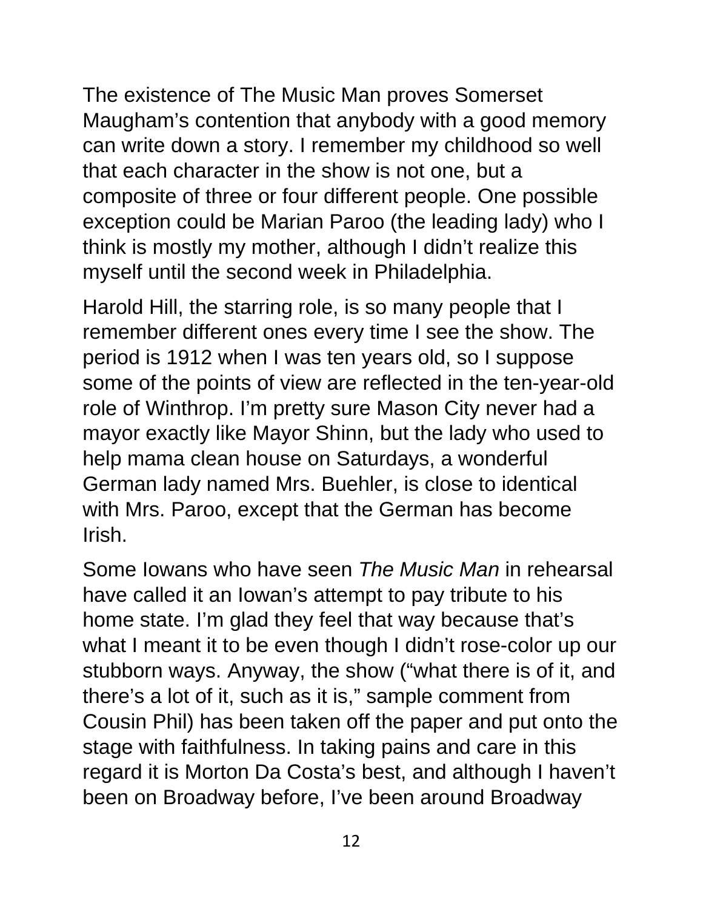The existence of The Music Man proves Somerset Maugham's contention that anybody with a good memory can write down a story. I remember my childhood so well that each character in the show is not one, but a composite of three or four different people. One possible exception could be Marian Paroo (the leading lady) who I think is mostly my mother, although I didn't realize this myself until the second week in Philadelphia.

Harold Hill, the starring role, is so many people that I remember different ones every time I see the show. The period is 1912 when I was ten years old, so I suppose some of the points of view are reflected in the ten-year-old role of Winthrop. I'm pretty sure Mason City never had a mayor exactly like Mayor Shinn, but the lady who used to help mama clean house on Saturdays, a wonderful German lady named Mrs. Buehler, is close to identical with Mrs. Paroo, except that the German has become Irish.

Some Iowans who have seen *The Music Man* in rehearsal have called it an Iowan's attempt to pay tribute to his home state. I'm glad they feel that way because that's what I meant it to be even though I didn't rose-color up our stubborn ways. Anyway, the show ("what there is of it, and there's a lot of it, such as it is," sample comment from Cousin Phil) has been taken off the paper and put onto the stage with faithfulness. In taking pains and care in this regard it is Morton Da Costa's best, and although I haven't been on Broadway before, I've been around Broadway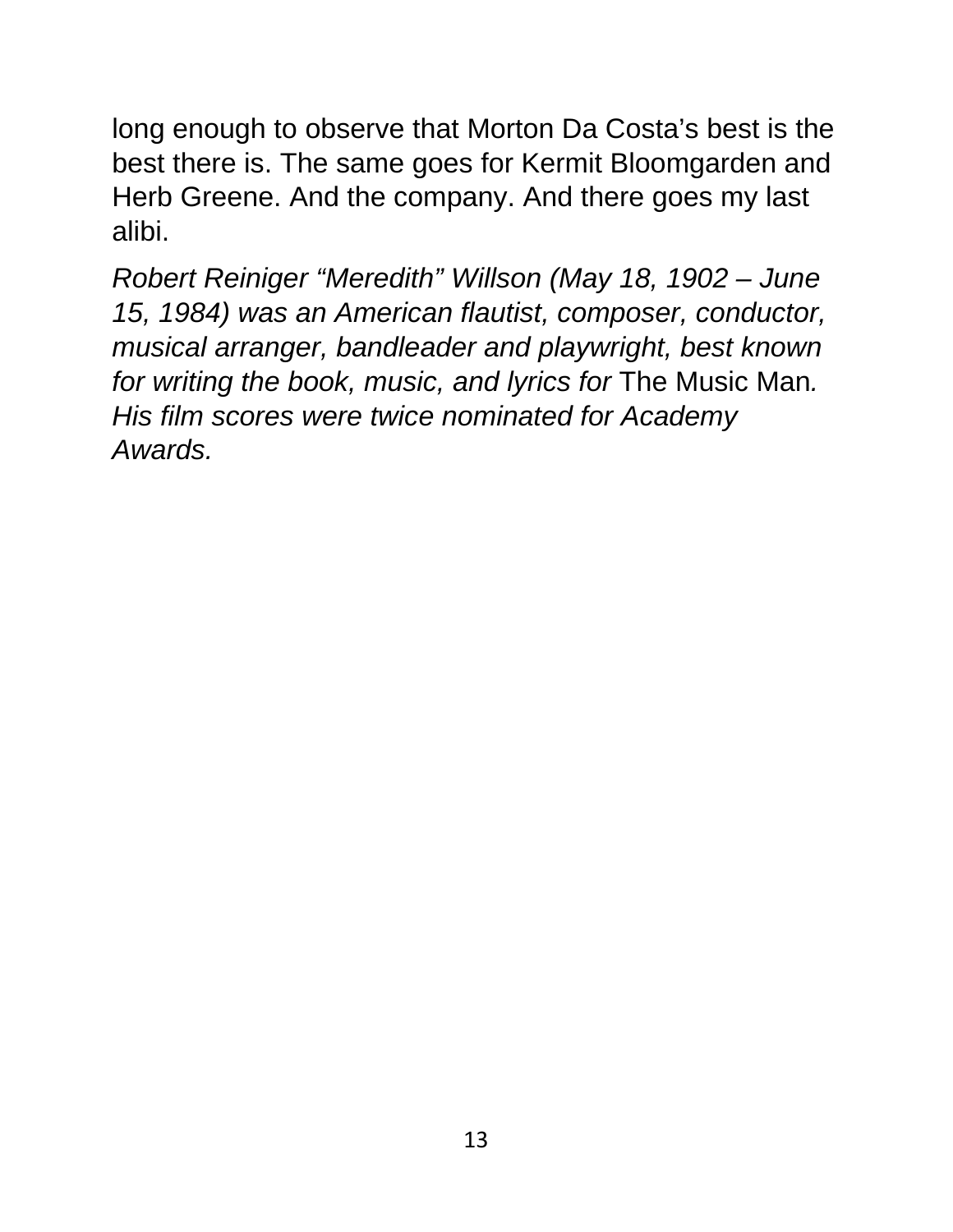long enough to observe that Morton Da Costa's best is the best there is. The same goes for Kermit Bloomgarden and Herb Greene. And the company. And there goes my last alibi.

*Robert Reiniger "Meredith" Willson (May 18, 1902 – June 15, 1984) was an American flautist, composer, conductor, musical arranger, bandleader and playwright, best known for writing the book, music, and lyrics for* The Music Man*. His film scores were twice nominated for Academy Awards.*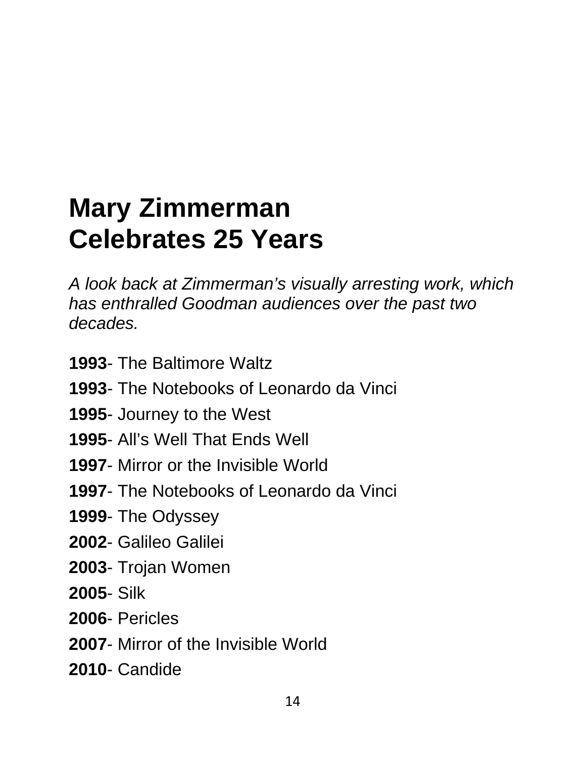# Mary Zimmerman Celebrates 25 Years

*A look back at Zimmerman's visually arresting work, which has enthralled Goodman audiences over the past two decades.*

**1993**- The Baltimore Waltz

**1993**- The Notebooks of Leonardo da Vinci

**1995**- Journey to the West

**1995**- All's Well That Ends Well

**1997**- Mirror or the Invisible World

**1997**- The Notebooks of Leonardo da Vinci

**1999**- The Odyssey

**2002**- Galileo Galilei

**2003**- Trojan Women

**2005**- Silk

**2006**- Pericles

**2007**- Mirror of the Invisible World

**2010**- Candide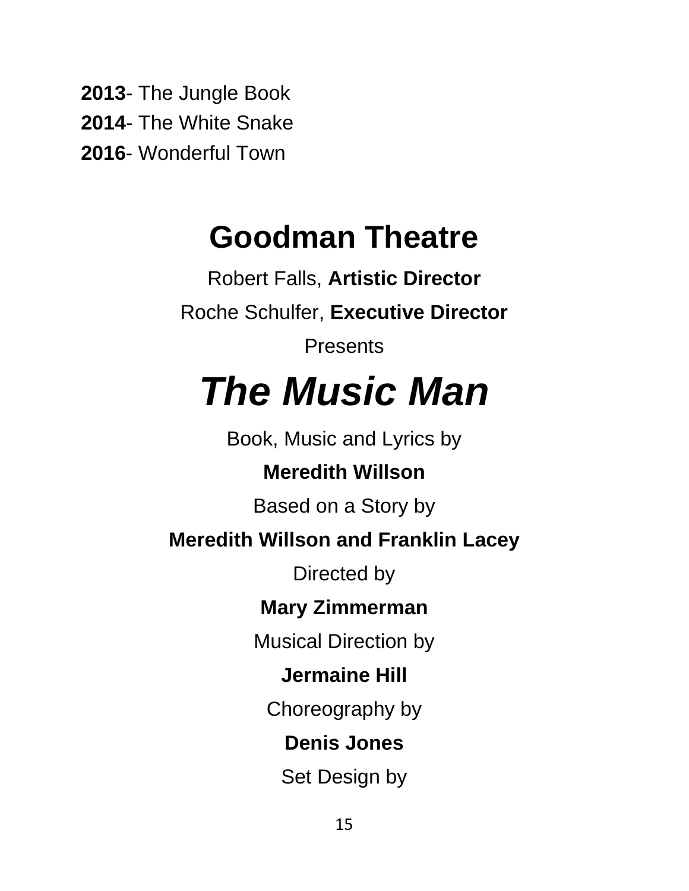**2013**- The Jungle Book
**2014**- The White Snake
**2016**- Wonderful Town

## Goodman Theatre

Robert Falls, **Artistic Director**

Roche Schulfer, **Executive Director**

Presents

# ***The Music Man***

Book, Music and Lyrics by

**Meredith Willson**

Based on a Story by

**Meredith Willson and Franklin Lacey**

Directed by

**Mary Zimmerman**

Musical Direction by

**Jermaine Hill**

Choreography by

**Denis Jones**

Set Design by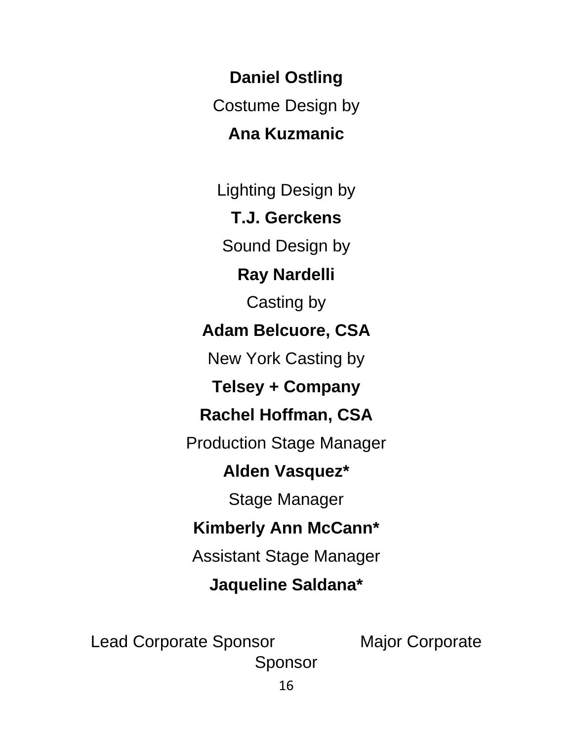**Daniel Ostling**

Costume Design by

**Ana Kuzmanic**

Lighting Design by

**T.J. Gerckens**

Sound Design by

**Ray Nardelli**

Casting by

**Adam Belcuore, CSA**

New York Casting by

**Telsey + Company**

**Rachel Hoffman, CSA**

Production Stage Manager

**Alden Vasquez***

Stage Manager

**Kimberly Ann McCann***

Assistant Stage Manager

**Jaqueline Saldana***

Lead Corporate Sponsor

Major Corporate Sponsor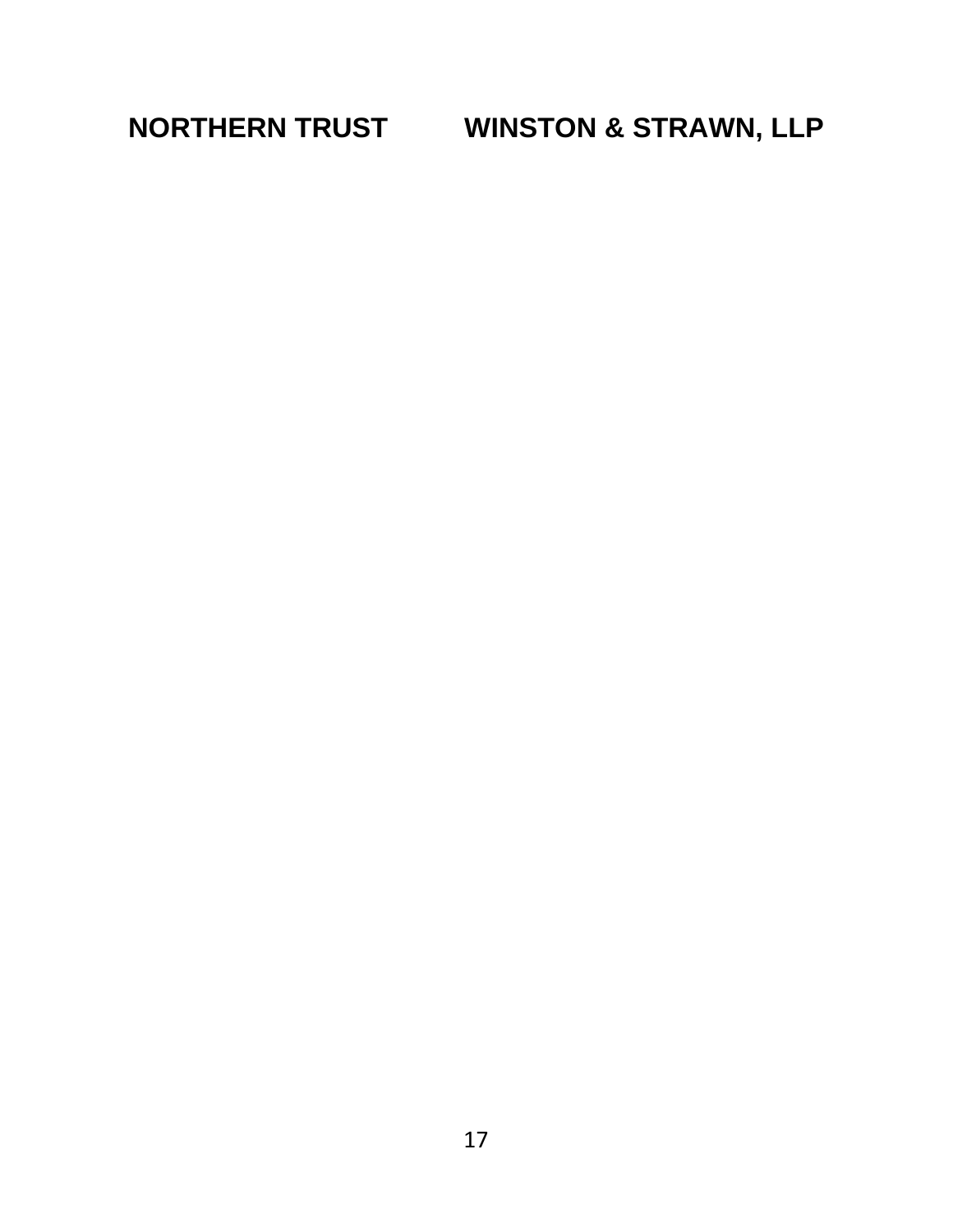**NORTHERN TRUST WINSTON & STRAWN, LLP**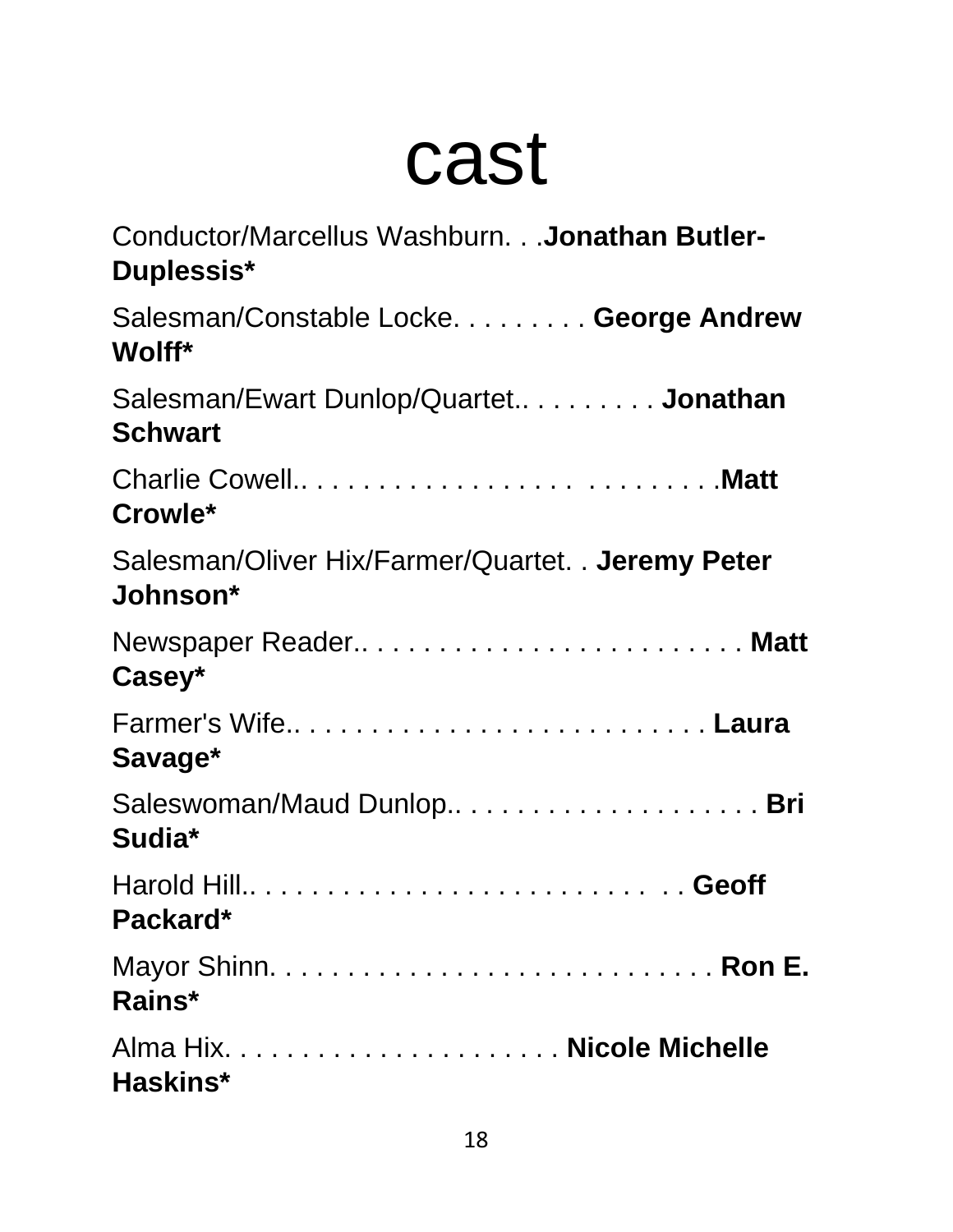# cast

Conductor/Marcellus Washburn. . .**Jonathan Butler-Duplessis***

Salesman/Constable Locke. . . . . . . . . **George Andrew Wolff***

Salesman/Ewart Dunlop/Quartet.. . . . . . . . . **Jonathan Schwart**

Charlie Cowell.. . . . . . . . . . . . . . . . . . . . . . . . . . .**Matt Crowle***

Salesman/Oliver Hix/Farmer/Quartet. . **Jeremy Peter Johnson***

Newspaper Reader.. . . . . . . . . . . . . . . . . . . . . . . . . **Matt Casey***

Farmer's Wife.. . . . . . . . . . . . . . . . . . . . . . . . . . **Laura Savage***

Saleswoman/Maud Dunlop.. . . . . . . . . . . . . . . . . . . . **Bri Sudia***

Harold Hill.. . . . . . . . . . . . . . . . . . . . . . . . . . . **Geoff Packard***

Mayor Shinn. . . . . . . . . . . . . . . . . . . . . . . . . . . . **Ron E. Rains***

Alma Hix. . . . . . . . . . . . . . . . . . . . . . **Nicole Michelle Haskins***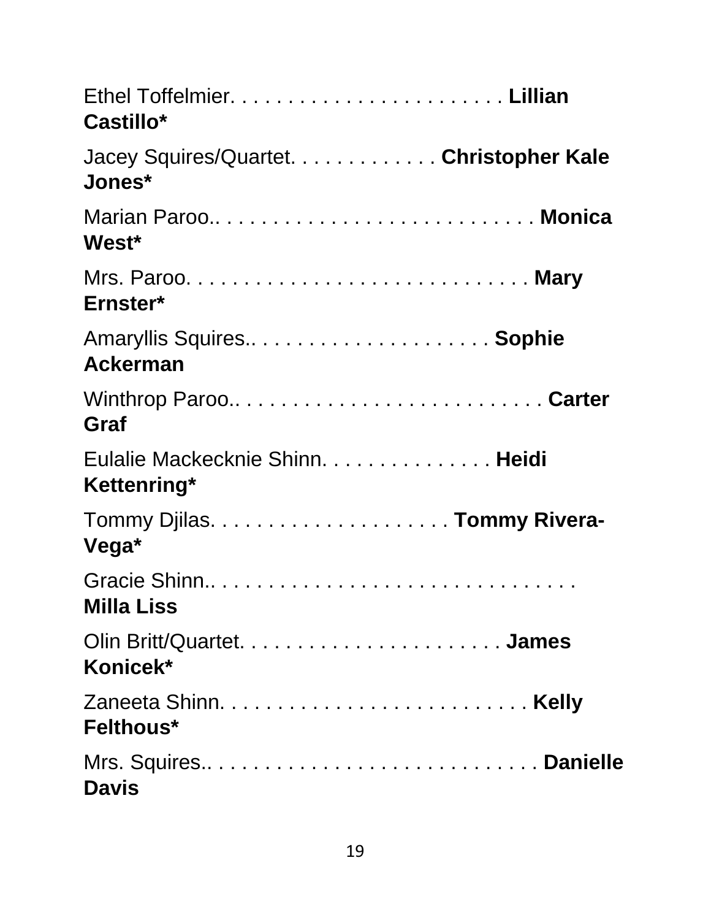Ethel Toffelmier. . . . . . . . . . . . . . . . . . . . . . . . **Lillian Castillo***

Jacey Squires/Quartet. . . . . . . . . . . . . **Christopher Kale Jones***

Marian Paroo.. . . . . . . . . . . . . . . . . . . . . . . . . . . **Monica West***

Mrs. Paroo. . . . . . . . . . . . . . . . . . . . . . . . . . . . . . **Mary Ernster***

Amaryllis Squires.. . . . . . . . . . . . . . . . . . . . . **Sophie Ackerman**

Winthrop Paroo.. . . . . . . . . . . . . . . . . . . . . . . . . . . **Carter Graf**

Eulalie Mackecknie Shinn. . . . . . . . . . . . . . . **Heidi Kettenring***

Tommy Djilas. . . . . . . . . . . . . . . . . . . . . **Tommy Rivera-Vega***

Gracie Shinn.. . . . . . . . . . . . . . . . . . . . . . . . . . . . . . . . **Milla Liss**

Olin Britt/Quartet. . . . . . . . . . . . . . . . . . . . . . . **James Konicek***

Zaneeta Shinn. . . . . . . . . . . . . . . . . . . . . . . . . . . **Kelly Felthous***

Mrs. Squires.. . . . . . . . . . . . . . . . . . . . . . . . . . . . . **Danielle Davis**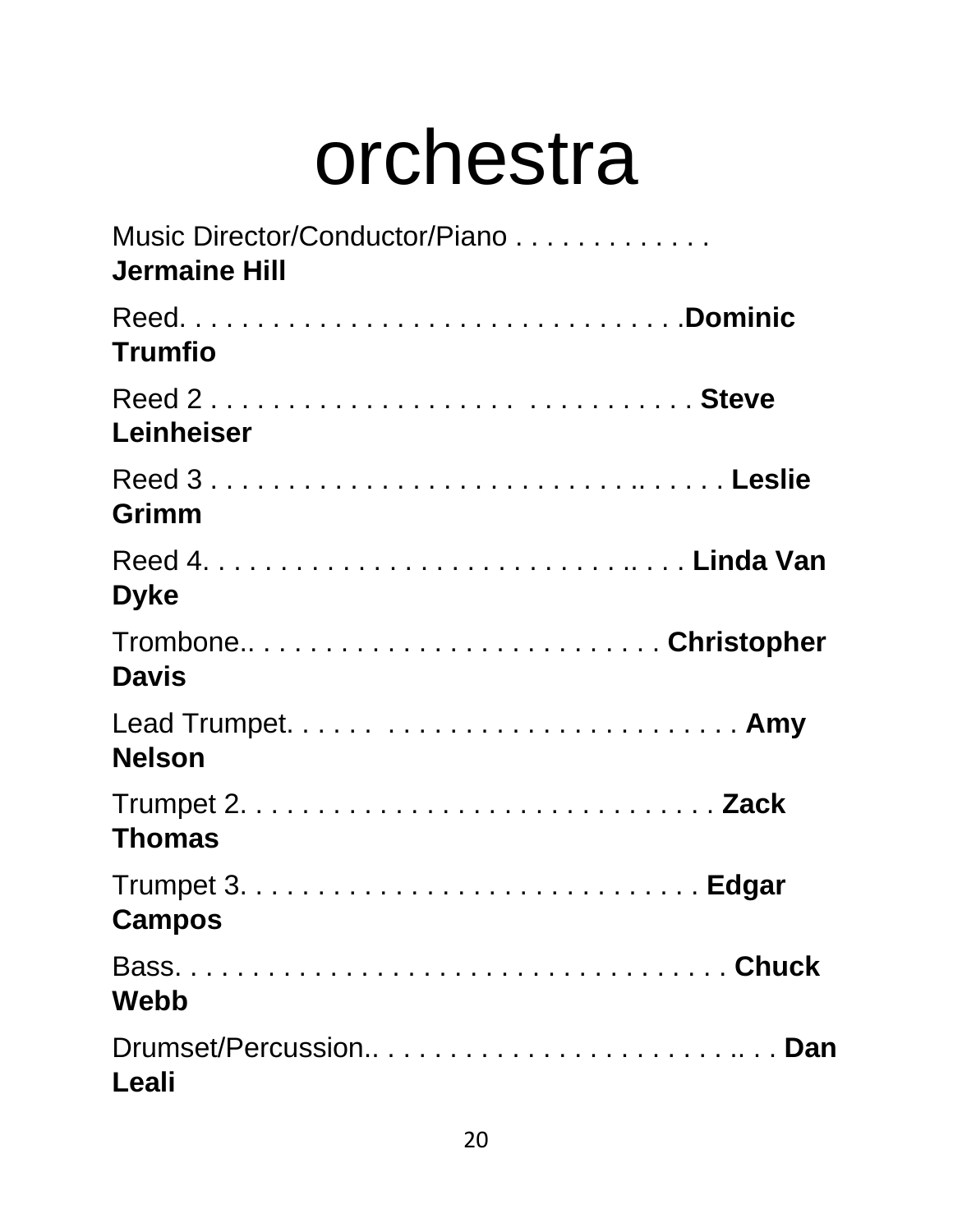# orchestra

Music Director/Conductor/Piano . . . . . . . . . . . . . **Jermaine Hill**

Reed. . . . . . . . . . . . . . . . . . . . . . . . . . . . . . . . .**Dominic Trumfio**

Reed 2 . . . . . . . . . . . . . . . . . . . . . . . . . . . . . . . **Steve Leinheiser**

Reed 3 . . . . . . . . . . . . . . . . . . . . . . . . . . . . .. . . . . . **Leslie Grimm**

Reed 4. . . . . . . . . . . . . . . . . . . . . . . . . . . . .. . . . **Linda Van Dyke**

Trombone.. . . . . . . . . . . . . . . . . . . . . . . . . . . **Christopher Davis**

Lead Trumpet. . . . . . . . . . . . . . . . . . . . . . . . . . . . . **Amy Nelson**

Trumpet 2. . . . . . . . . . . . . . . . . . . . . . . . . . . . . . . **Zack Thomas**

Trumpet 3. . . . . . . . . . . . . . . . . . . . . . . . . . . . . . **Edgar Campos**

Bass. . . . . . . . . . . . . . . . . . . . . . . . . . . . . . . . . . . . **Chuck Webb**

Drumset/Percussion.. . . . . . . . . . . . . . . . . . . . . . . .. . . **Dan Leali**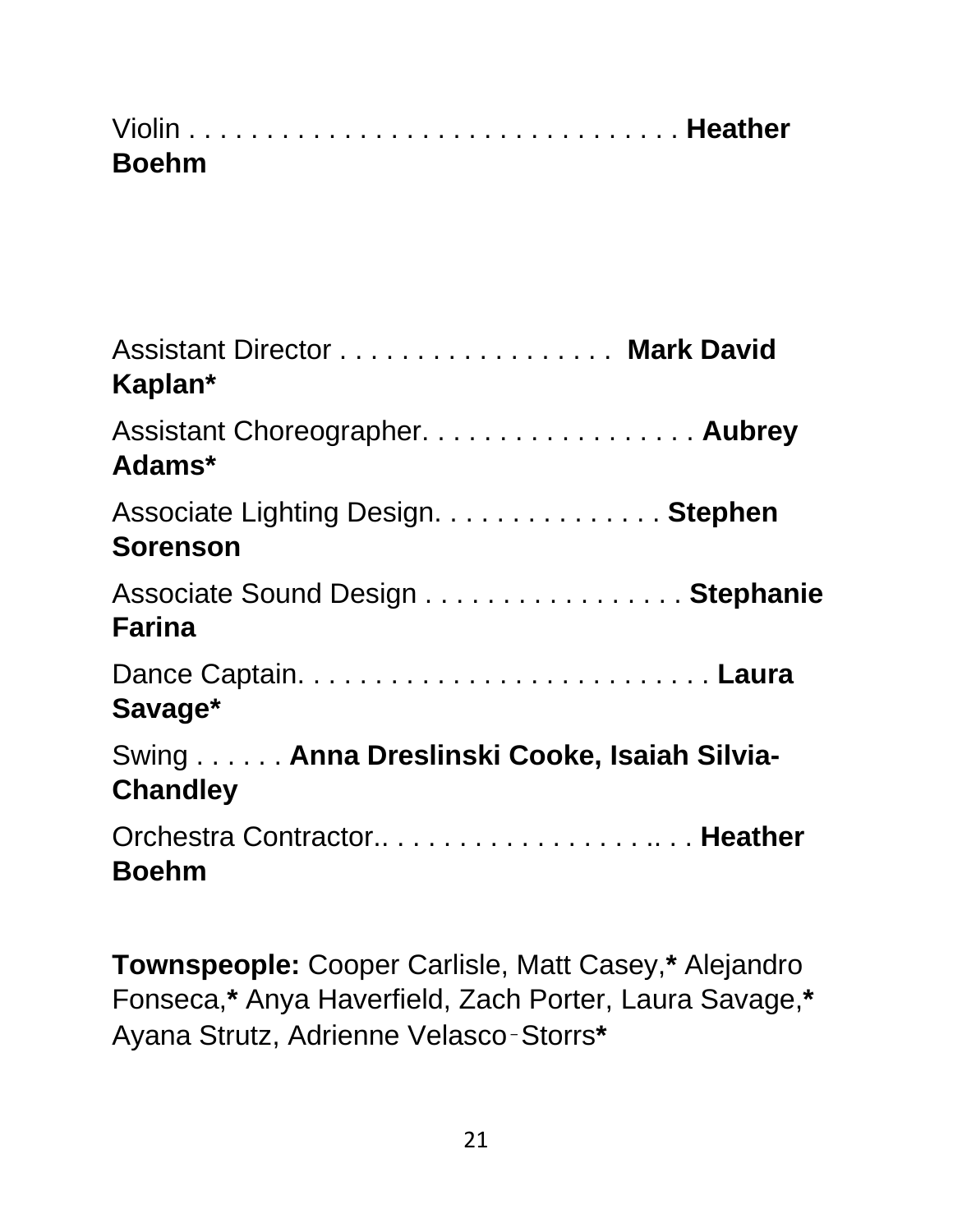Violin . . . . . . . . . . . . . . . . . . . . . . . . . . . . . . . . **Heather Boehm**

Assistant Director . . . . . . . . . . . . . . . . . .  **Mark David Kaplan***

Assistant Choreographer. . . . . . . . . . . . . . . . . . **Aubrey Adams***

Associate Lighting Design. . . . . . . . . . . . . . . **Stephen Sorenson**

Associate Sound Design . . . . . . . . . . . . . . . . . **Stephanie Farina**

Dance Captain. . . . . . . . . . . . . . . . . . . . . . . . . . . **Laura Savage***

Swing . . . . . . **Anna Dreslinski Cooke, Isaiah Silvia-Chandley**

Orchestra Contractor.. . . . . . . . . . . . . . . . . . .. . . **Heather Boehm**

**Townspeople:** Cooper Carlisle, Matt Casey,* Alejandro Fonseca,* Anya Haverfield, Zach Porter, Laura Savage,* Ayana Strutz, Adrienne Velasco‑Storrs*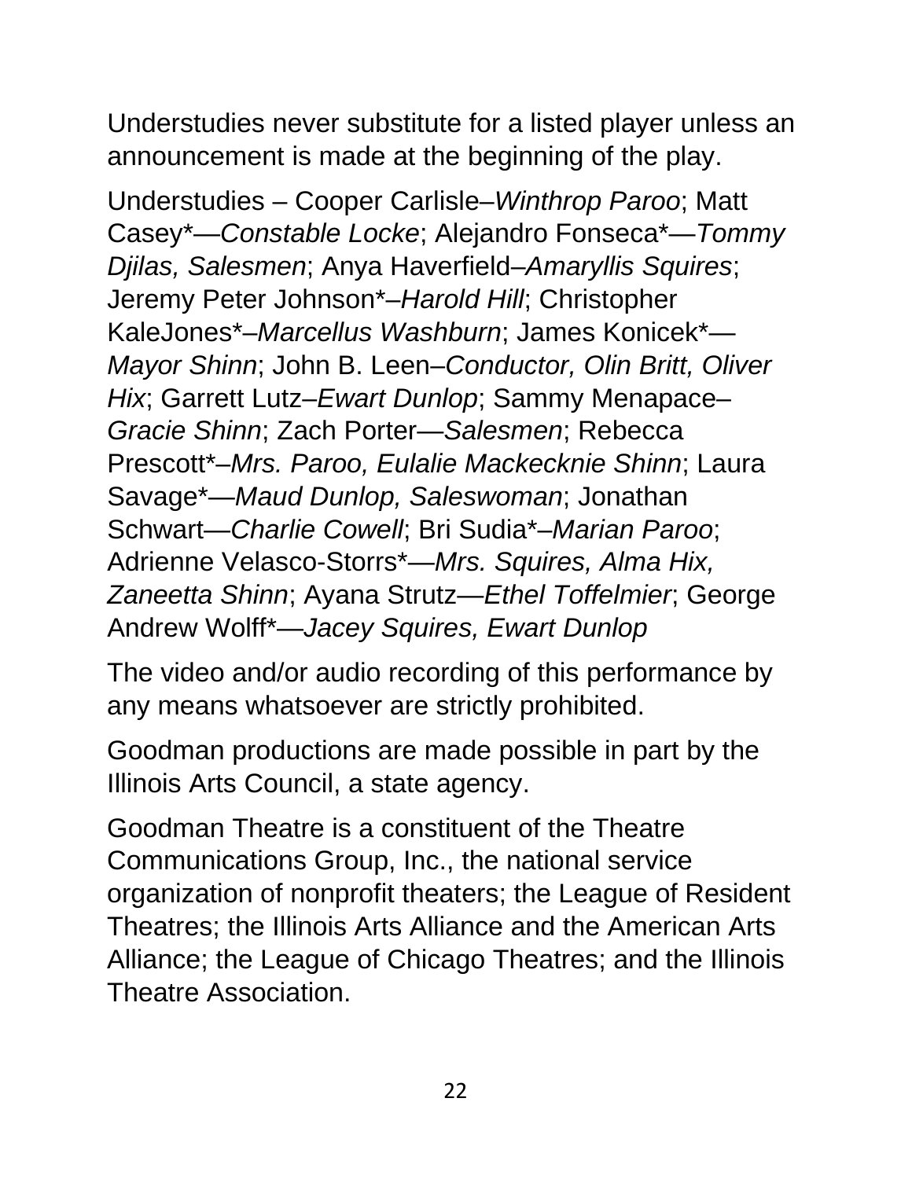Understudies never substitute for a listed player unless an announcement is made at the beginning of the play.

Understudies – Cooper Carlisle–*Winthrop Paroo*; Matt Casey*—*Constable Locke*; Alejandro Fonseca*—*Tommy Djilas, Salesmen*; Anya Haverfield–*Amaryllis Squires*; Jeremy Peter Johnson*–*Harold Hill*; Christopher KaleJones*–*Marcellus Washburn*; James Konicek*—*Mayor Shinn*; John B. Leen–*Conductor, Olin Britt, Oliver Hix*; Garrett Lutz–*Ewart Dunlop*; Sammy Menapace–*Gracie Shinn*; Zach Porter—*Salesmen*; Rebecca Prescott*–*Mrs. Paroo, Eulalie Mackecknie Shinn*; Laura Savage*—*Maud Dunlop, Saleswoman*; Jonathan Schwart—*Charlie Cowell*; Bri Sudia*–*Marian Paroo*; Adrienne Velasco-Storrs*—*Mrs. Squires, Alma Hix, Zaneetta Shinn*; Ayana Strutz—*Ethel Toffelmier*; George Andrew Wolff*—*Jacey Squires, Ewart Dunlop*

The video and/or audio recording of this performance by any means whatsoever are strictly prohibited.

Goodman productions are made possible in part by the Illinois Arts Council, a state agency.

Goodman Theatre is a constituent of the Theatre Communications Group, Inc., the national service organization of nonprofit theaters; the League of Resident Theatres; the Illinois Arts Alliance and the American Arts Alliance; the League of Chicago Theatres; and the Illinois Theatre Association.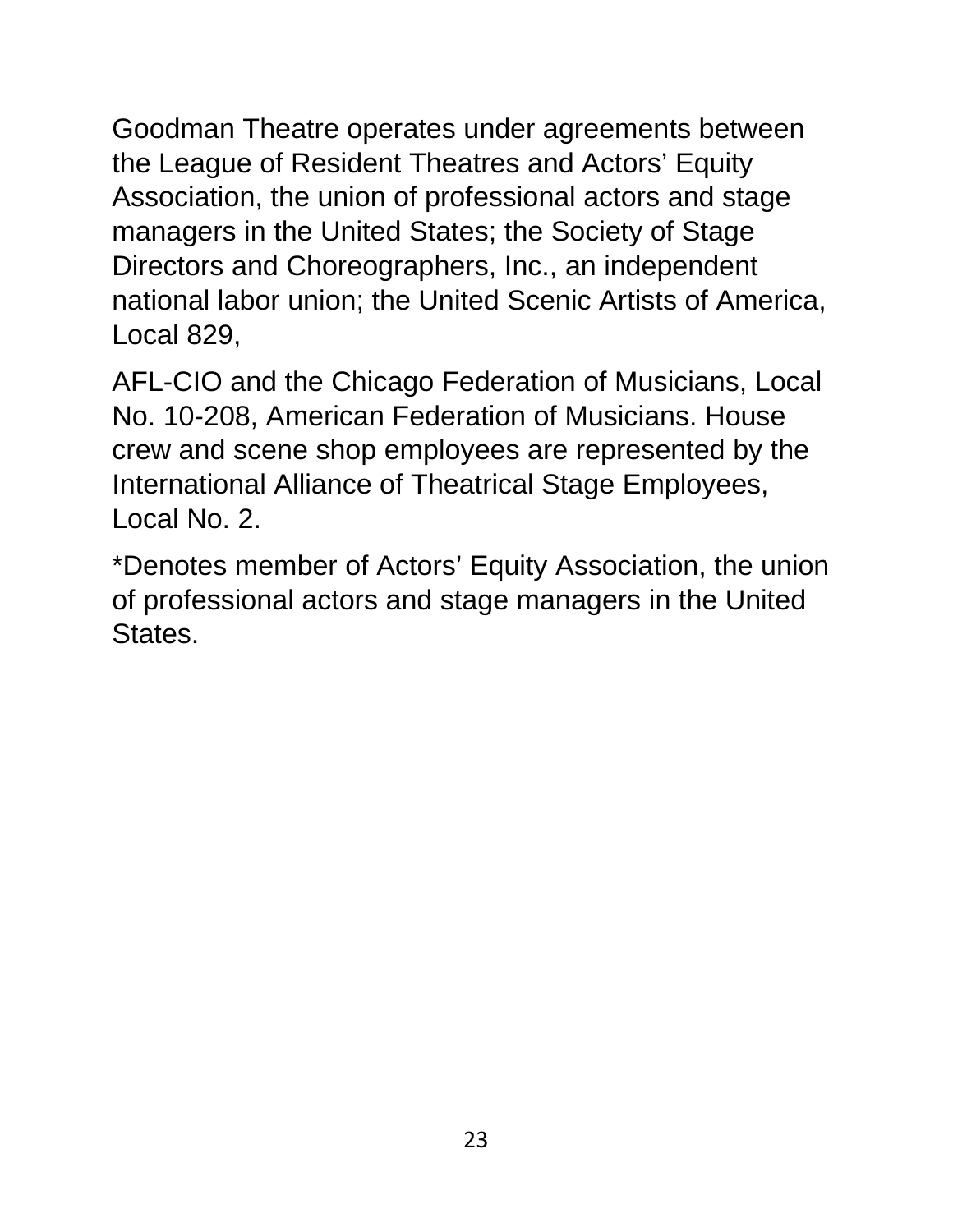Goodman Theatre operates under agreements between the League of Resident Theatres and Actors' Equity Association, the union of professional actors and stage managers in the United States; the Society of Stage Directors and Choreographers, Inc., an independent national labor union; the United Scenic Artists of America, Local 829,

AFL-CIO and the Chicago Federation of Musicians, Local No. 10-208, American Federation of Musicians. House crew and scene shop employees are represented by the International Alliance of Theatrical Stage Employees, Local No. 2.

*Denotes member of Actors' Equity Association, the union of professional actors and stage managers in the United States.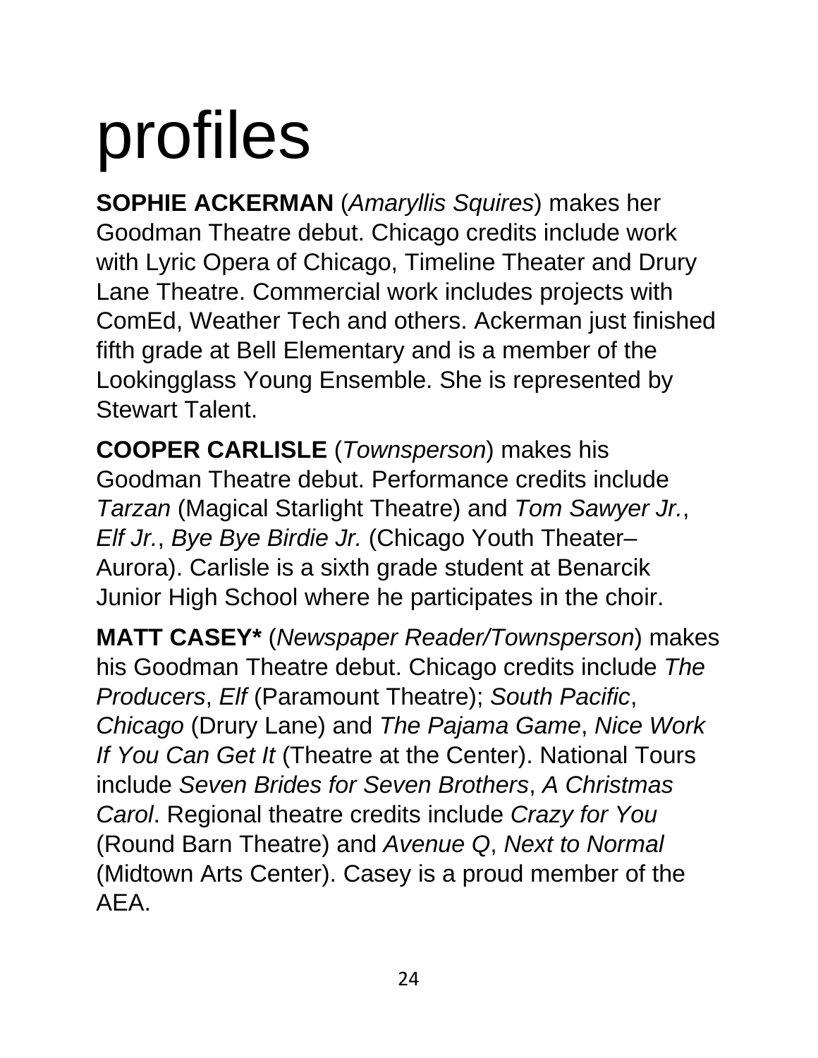# profiles

**SOPHIE ACKERMAN** (*Amaryllis Squires*) makes her Goodman Theatre debut. Chicago credits include work with Lyric Opera of Chicago, Timeline Theater and Drury Lane Theatre. Commercial work includes projects with ComEd, Weather Tech and others. Ackerman just finished fifth grade at Bell Elementary and is a member of the Lookingglass Young Ensemble. She is represented by Stewart Talent.

**COOPER CARLISLE** (*Townsperson*) makes his Goodman Theatre debut. Performance credits include *Tarzan* (Magical Starlight Theatre) and *Tom Sawyer Jr.*, *Elf Jr.*, *Bye Bye Birdie Jr.* (Chicago Youth Theater–Aurora). Carlisle is a sixth grade student at Benarcik Junior High School where he participates in the choir.

**MATT CASEY*** (*Newspaper Reader/Townsperson*) makes his Goodman Theatre debut. Chicago credits include *The Producers*, *Elf* (Paramount Theatre); *South Pacific*, *Chicago* (Drury Lane) and *The Pajama Game*, *Nice Work If You Can Get It* (Theatre at the Center). National Tours include *Seven Brides for Seven Brothers*, *A Christmas Carol*. Regional theatre credits include *Crazy for You* (Round Barn Theatre) and *Avenue Q*, *Next to Normal* (Midtown Arts Center). Casey is a proud member of the AEA.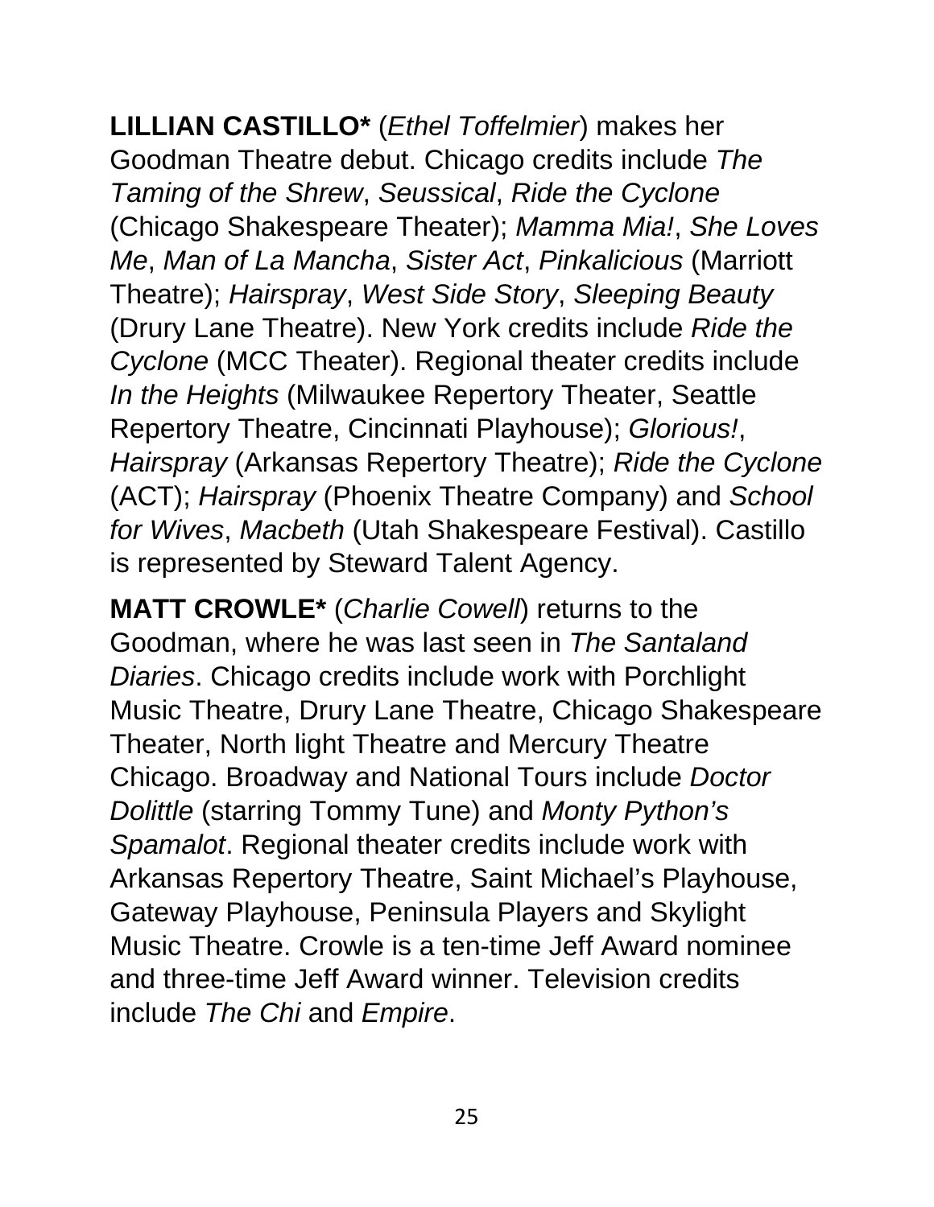**LILLIAN CASTILLO*** (*Ethel Toffelmier*) makes her Goodman Theatre debut. Chicago credits include *The Taming of the Shrew*, *Seussical*, *Ride the Cyclone* (Chicago Shakespeare Theater); *Mamma Mia!*, *She Loves Me*, *Man of La Mancha*, *Sister Act*, *Pinkalicious* (Marriott Theatre); *Hairspray*, *West Side Story*, *Sleeping Beauty* (Drury Lane Theatre). New York credits include *Ride the Cyclone* (MCC Theater). Regional theater credits include *In the Heights* (Milwaukee Repertory Theater, Seattle Repertory Theatre, Cincinnati Playhouse); *Glorious!*, *Hairspray* (Arkansas Repertory Theatre); *Ride the Cyclone* (ACT); *Hairspray* (Phoenix Theatre Company) and *School for Wives*, *Macbeth* (Utah Shakespeare Festival). Castillo is represented by Steward Talent Agency.

**MATT CROWLE*** (*Charlie Cowell*) returns to the Goodman, where he was last seen in *The Santaland Diaries*. Chicago credits include work with Porchlight Music Theatre, Drury Lane Theatre, Chicago Shakespeare Theater, North light Theatre and Mercury Theatre Chicago. Broadway and National Tours include *Doctor Dolittle* (starring Tommy Tune) and *Monty Python's Spamalot*. Regional theater credits include work with Arkansas Repertory Theatre, Saint Michael's Playhouse, Gateway Playhouse, Peninsula Players and Skylight Music Theatre. Crowle is a ten-time Jeff Award nominee and three-time Jeff Award winner. Television credits include *The Chi* and *Empire*.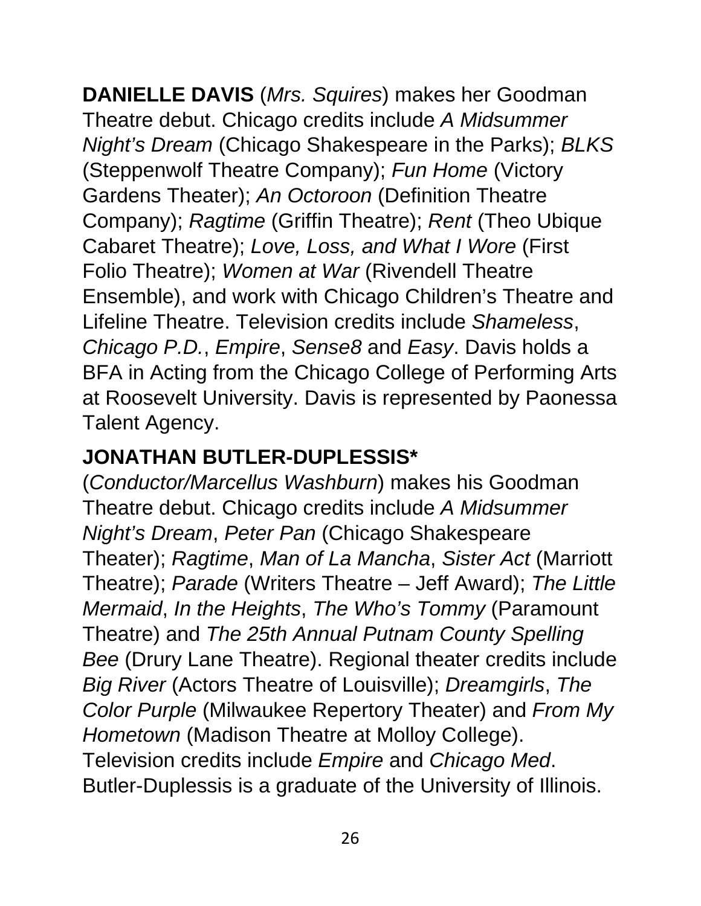**DANIELLE DAVIS** (*Mrs. Squires*) makes her Goodman Theatre debut. Chicago credits include *A Midsummer Night's Dream* (Chicago Shakespeare in the Parks); *BLKS* (Steppenwolf Theatre Company); *Fun Home* (Victory Gardens Theater); *An Octoroon* (Definition Theatre Company); *Ragtime* (Griffin Theatre); *Rent* (Theo Ubique Cabaret Theatre); *Love, Loss, and What I Wore* (First Folio Theatre); *Women at War* (Rivendell Theatre Ensemble), and work with Chicago Children's Theatre and Lifeline Theatre. Television credits include *Shameless*, *Chicago P.D.*, *Empire*, *Sense8* and *Easy*. Davis holds a BFA in Acting from the Chicago College of Performing Arts at Roosevelt University. Davis is represented by Paonessa Talent Agency.

**JONATHAN BUTLER-DUPLESSIS*** (*Conductor/Marcellus Washburn*) makes his Goodman Theatre debut. Chicago credits include *A Midsummer Night's Dream*, *Peter Pan* (Chicago Shakespeare Theater); *Ragtime*, *Man of La Mancha*, *Sister Act* (Marriott Theatre); *Parade* (Writers Theatre – Jeff Award); *The Little Mermaid*, *In the Heights*, *The Who's Tommy* (Paramount Theatre) and *The 25th Annual Putnam County Spelling Bee* (Drury Lane Theatre). Regional theater credits include *Big River* (Actors Theatre of Louisville); *Dreamgirls*, *The Color Purple* (Milwaukee Repertory Theater) and *From My Hometown* (Madison Theatre at Molloy College). Television credits include *Empire* and *Chicago Med*. Butler-Duplessis is a graduate of the University of Illinois.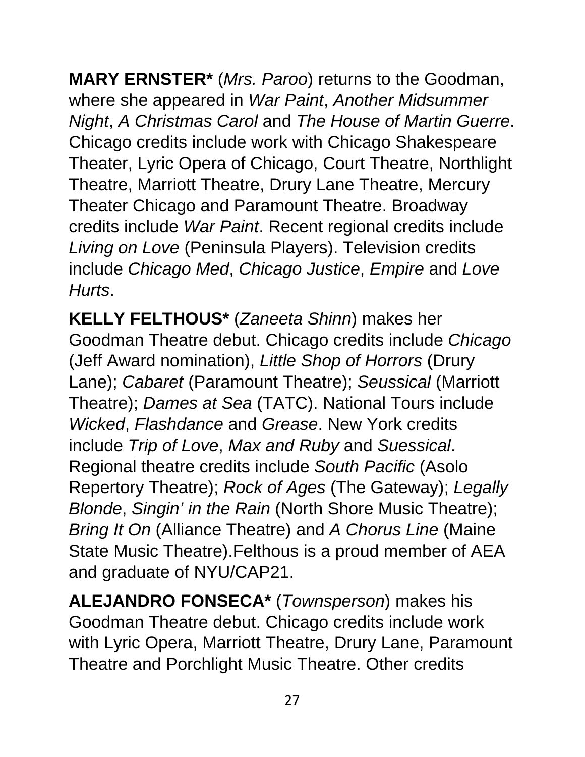**MARY ERNSTER*** (*Mrs. Paroo*) returns to the Goodman, where she appeared in *War Paint*, *Another Midsummer Night*, *A Christmas Carol* and *The House of Martin Guerre*. Chicago credits include work with Chicago Shakespeare Theater, Lyric Opera of Chicago, Court Theatre, Northlight Theatre, Marriott Theatre, Drury Lane Theatre, Mercury Theater Chicago and Paramount Theatre. Broadway credits include *War Paint*. Recent regional credits include *Living on Love* (Peninsula Players). Television credits include *Chicago Med*, *Chicago Justice*, *Empire* and *Love Hurts*.

**KELLY FELTHOUS*** (*Zaneeta Shinn*) makes her Goodman Theatre debut. Chicago credits include *Chicago* (Jeff Award nomination), *Little Shop of Horrors* (Drury Lane); *Cabaret* (Paramount Theatre); *Seussical* (Marriott Theatre); *Dames at Sea* (TATC). National Tours include *Wicked*, *Flashdance* and *Grease*. New York credits include *Trip of Love*, *Max and Ruby* and *Suessical*. Regional theatre credits include *South Pacific* (Asolo Repertory Theatre); *Rock of Ages* (The Gateway); *Legally Blonde*, *Singin' in the Rain* (North Shore Music Theatre); *Bring It On* (Alliance Theatre) and *A Chorus Line* (Maine State Music Theatre).Felthous is a proud member of AEA and graduate of NYU/CAP21.

**ALEJANDRO FONSECA*** (*Townsperson*) makes his Goodman Theatre debut. Chicago credits include work with Lyric Opera, Marriott Theatre, Drury Lane, Paramount Theatre and Porchlight Music Theatre. Other credits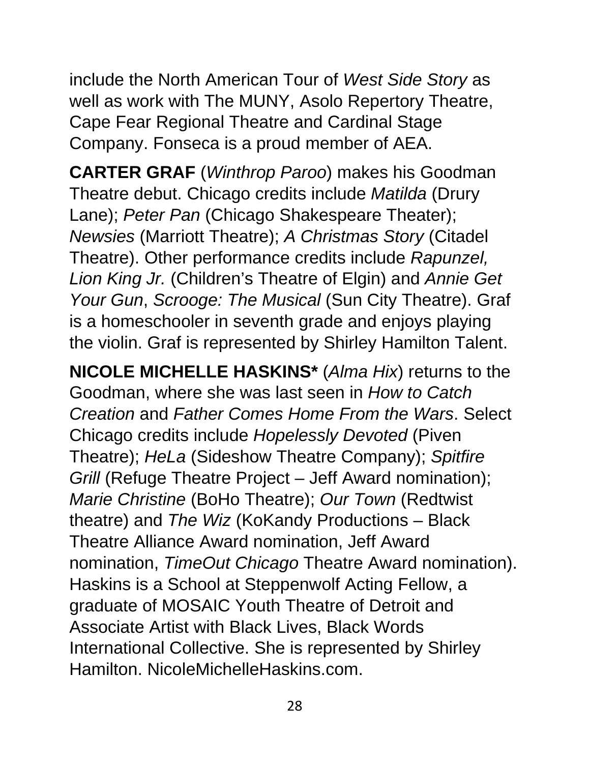include the North American Tour of *West Side Story* as well as work with The MUNY, Asolo Repertory Theatre, Cape Fear Regional Theatre and Cardinal Stage Company. Fonseca is a proud member of AEA.

**CARTER GRAF** (*Winthrop Paroo*) makes his Goodman Theatre debut. Chicago credits include *Matilda* (Drury Lane); *Peter Pan* (Chicago Shakespeare Theater); *Newsies* (Marriott Theatre); *A Christmas Story* (Citadel Theatre). Other performance credits include *Rapunzel, Lion King Jr.* (Children's Theatre of Elgin) and *Annie Get Your Gun*, *Scrooge: The Musical* (Sun City Theatre). Graf is a homeschooler in seventh grade and enjoys playing the violin. Graf is represented by Shirley Hamilton Talent.

**NICOLE MICHELLE HASKINS*** (*Alma Hix*) returns to the Goodman, where she was last seen in *How to Catch Creation* and *Father Comes Home From the Wars*. Select Chicago credits include *Hopelessly Devoted* (Piven Theatre); *HeLa* (Sideshow Theatre Company); *Spitfire Grill* (Refuge Theatre Project – Jeff Award nomination); *Marie Christine* (BoHo Theatre); *Our Town* (Redtwist theatre) and *The Wiz* (KoKandy Productions – Black Theatre Alliance Award nomination, Jeff Award nomination, *TimeOut Chicago* Theatre Award nomination). Haskins is a School at Steppenwolf Acting Fellow, a graduate of MOSAIC Youth Theatre of Detroit and Associate Artist with Black Lives, Black Words International Collective. She is represented by Shirley Hamilton. NicoleMichelleHaskins.com.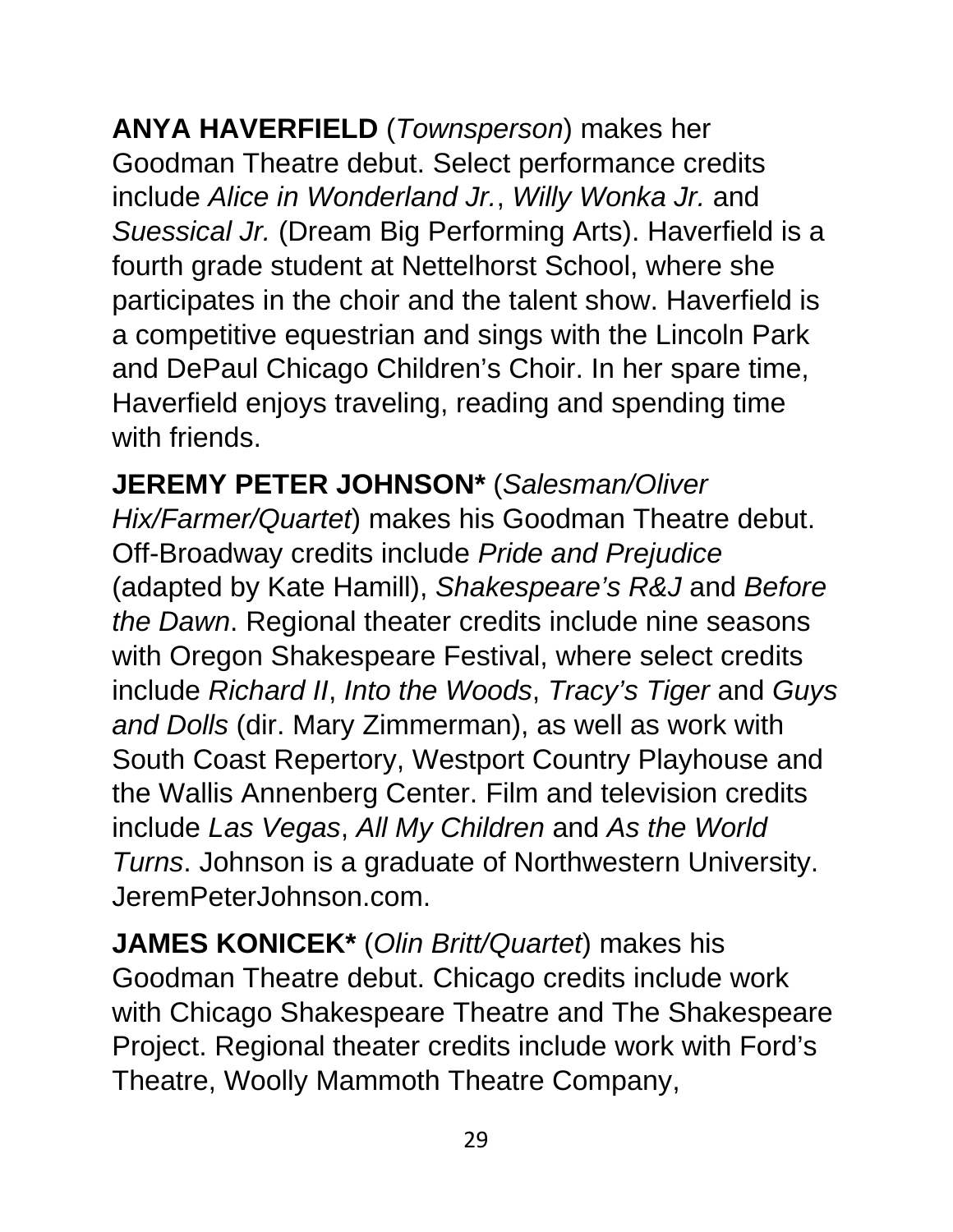**ANYA HAVERFIELD** (*Townsperson*) makes her Goodman Theatre debut. Select performance credits include *Alice in Wonderland Jr.*, *Willy Wonka Jr.* and *Suessical Jr.* (Dream Big Performing Arts). Haverfield is a fourth grade student at Nettelhorst School, where she participates in the choir and the talent show. Haverfield is a competitive equestrian and sings with the Lincoln Park and DePaul Chicago Children's Choir. In her spare time, Haverfield enjoys traveling, reading and spending time with friends.

**JEREMY PETER JOHNSON*** (*Salesman/Oliver Hix/Farmer/Quartet*) makes his Goodman Theatre debut. Off-Broadway credits include *Pride and Prejudice* (adapted by Kate Hamill), *Shakespeare's R&J* and *Before the Dawn*. Regional theater credits include nine seasons with Oregon Shakespeare Festival, where select credits include *Richard II*, *Into the Woods*, *Tracy's Tiger* and *Guys and Dolls* (dir. Mary Zimmerman), as well as work with South Coast Repertory, Westport Country Playhouse and the Wallis Annenberg Center. Film and television credits include *Las Vegas*, *All My Children* and *As the World Turns*. Johnson is a graduate of Northwestern University. JeremPeterJohnson.com.

**JAMES KONICEK*** (*Olin Britt/Quartet*) makes his Goodman Theatre debut. Chicago credits include work with Chicago Shakespeare Theatre and The Shakespeare Project. Regional theater credits include work with Ford's Theatre, Woolly Mammoth Theatre Company,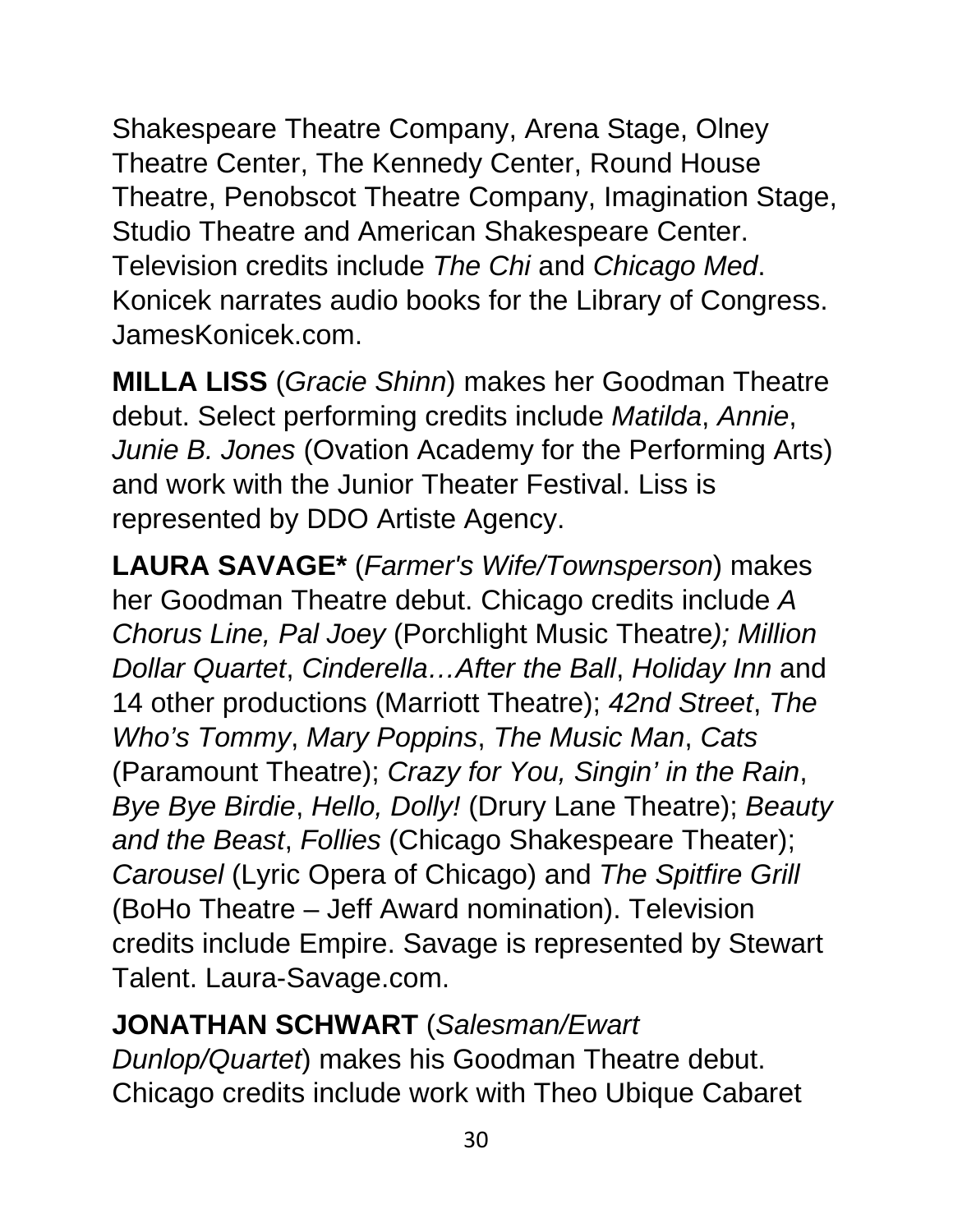Shakespeare Theatre Company, Arena Stage, Olney Theatre Center, The Kennedy Center, Round House Theatre, Penobscot Theatre Company, Imagination Stage, Studio Theatre and American Shakespeare Center. Television credits include *The Chi* and *Chicago Med*. Konicek narrates audio books for the Library of Congress. JamesKonicek.com.

**MILLA LISS** (*Gracie Shinn*) makes her Goodman Theatre debut. Select performing credits include *Matilda*, *Annie*, *Junie B. Jones* (Ovation Academy for the Performing Arts) and work with the Junior Theater Festival. Liss is represented by DDO Artiste Agency.

**LAURA SAVAGE*** (*Farmer's Wife/Townsperson*) makes her Goodman Theatre debut. Chicago credits include *A Chorus Line, Pal Joey* (Porchlight Music Theatre*); Million Dollar Quartet*, *Cinderella…After the Ball*, *Holiday Inn* and 14 other productions (Marriott Theatre); *42nd Street*, *The Who's Tommy*, *Mary Poppins*, *The Music Man*, *Cats* (Paramount Theatre); *Crazy for You, Singin' in the Rain*, *Bye Bye Birdie*, *Hello, Dolly!* (Drury Lane Theatre); *Beauty and the Beast*, *Follies* (Chicago Shakespeare Theater); *Carousel* (Lyric Opera of Chicago) and *The Spitfire Grill* (BoHo Theatre – Jeff Award nomination). Television credits include Empire. Savage is represented by Stewart Talent. Laura-Savage.com.

**JONATHAN SCHWART** (*Salesman/Ewart Dunlop/Quartet*) makes his Goodman Theatre debut. Chicago credits include work with Theo Ubique Cabaret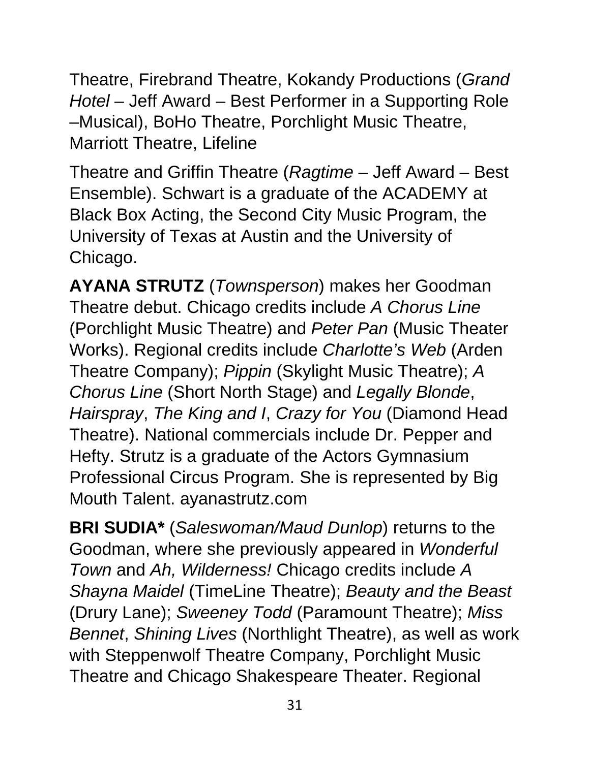Theatre, Firebrand Theatre, Kokandy Productions (*Grand Hotel* – Jeff Award – Best Performer in a Supporting Role –Musical), BoHo Theatre, Porchlight Music Theatre, Marriott Theatre, Lifeline

Theatre and Griffin Theatre (*Ragtime* – Jeff Award – Best Ensemble). Schwart is a graduate of the ACADEMY at Black Box Acting, the Second City Music Program, the University of Texas at Austin and the University of Chicago.

**AYANA STRUTZ** (*Townsperson*) makes her Goodman Theatre debut. Chicago credits include *A Chorus Line* (Porchlight Music Theatre) and *Peter Pan* (Music Theater Works). Regional credits include *Charlotte's Web* (Arden Theatre Company); *Pippin* (Skylight Music Theatre); *A Chorus Line* (Short North Stage) and *Legally Blonde*, *Hairspray*, *The King and I*, *Crazy for You* (Diamond Head Theatre). National commercials include Dr. Pepper and Hefty. Strutz is a graduate of the Actors Gymnasium Professional Circus Program. She is represented by Big Mouth Talent. ayanastrutz.com

**BRI SUDIA*** (*Saleswoman/Maud Dunlop*) returns to the Goodman, where she previously appeared in *Wonderful Town* and *Ah, Wilderness!* Chicago credits include *A Shayna Maidel* (TimeLine Theatre); *Beauty and the Beast* (Drury Lane); *Sweeney Todd* (Paramount Theatre); *Miss Bennet*, *Shining Lives* (Northlight Theatre), as well as work with Steppenwolf Theatre Company, Porchlight Music Theatre and Chicago Shakespeare Theater. Regional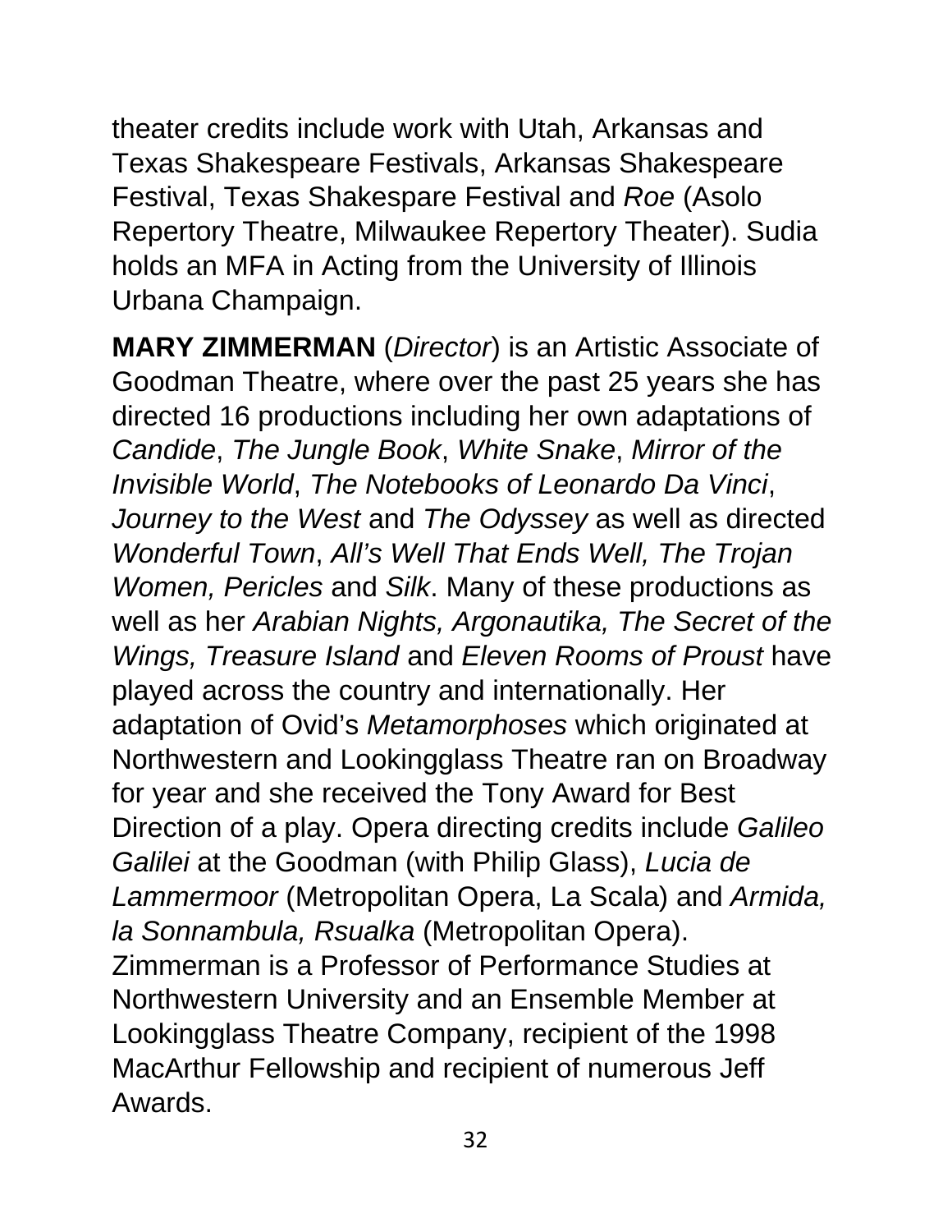theater credits include work with Utah, Arkansas and Texas Shakespeare Festivals, Arkansas Shakespeare Festival, Texas Shakespare Festival and *Roe* (Asolo Repertory Theatre, Milwaukee Repertory Theater). Sudia holds an MFA in Acting from the University of Illinois Urbana Champaign.

**MARY ZIMMERMAN** (*Director*) is an Artistic Associate of Goodman Theatre, where over the past 25 years she has directed 16 productions including her own adaptations of *Candide*, *The Jungle Book*, *White Snake*, *Mirror of the Invisible World*, *The Notebooks of Leonardo Da Vinci*, *Journey to the West* and *The Odyssey* as well as directed *Wonderful Town*, *All's Well That Ends Well, The Trojan Women, Pericles* and *Silk*. Many of these productions as well as her *Arabian Nights, Argonautika, The Secret of the Wings, Treasure Island* and *Eleven Rooms of Proust* have played across the country and internationally. Her adaptation of Ovid's *Metamorphoses* which originated at Northwestern and Lookingglass Theatre ran on Broadway for year and she received the Tony Award for Best Direction of a play. Opera directing credits include *Galileo Galilei* at the Goodman (with Philip Glass), *Lucia de Lammermoor* (Metropolitan Opera, La Scala) and *Armida, la Sonnambula, Rsualka* (Metropolitan Opera). Zimmerman is a Professor of Performance Studies at Northwestern University and an Ensemble Member at Lookingglass Theatre Company, recipient of the 1998 MacArthur Fellowship and recipient of numerous Jeff Awards.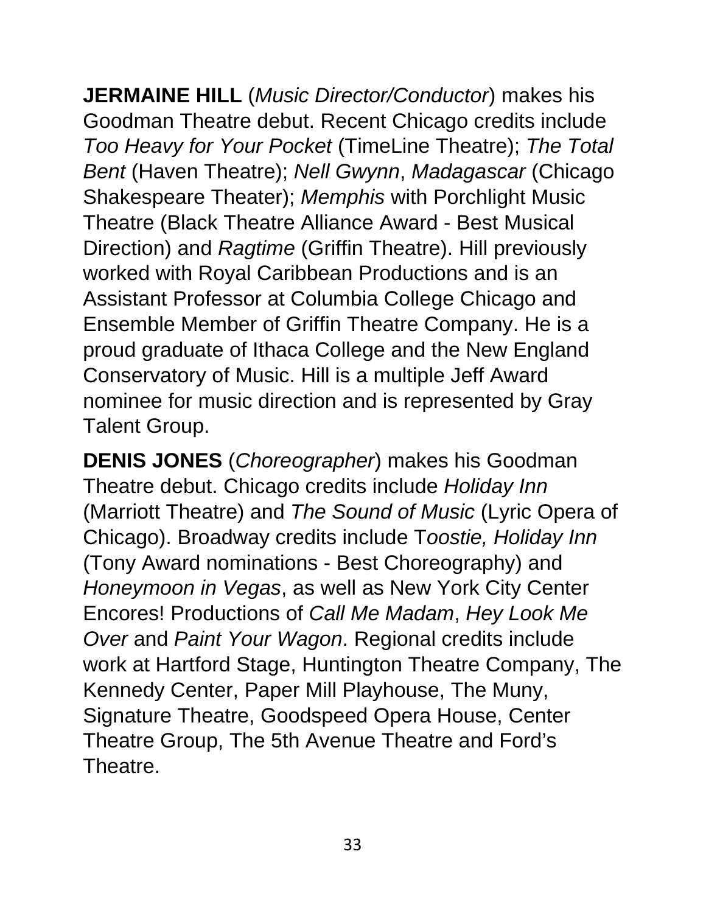**JERMAINE HILL** (*Music Director/Conductor*) makes his Goodman Theatre debut. Recent Chicago credits include *Too Heavy for Your Pocket* (TimeLine Theatre); *The Total Bent* (Haven Theatre); *Nell Gwynn*, *Madagascar* (Chicago Shakespeare Theater); *Memphis* with Porchlight Music Theatre (Black Theatre Alliance Award - Best Musical Direction) and *Ragtime* (Griffin Theatre). Hill previously worked with Royal Caribbean Productions and is an Assistant Professor at Columbia College Chicago and Ensemble Member of Griffin Theatre Company. He is a proud graduate of Ithaca College and the New England Conservatory of Music. Hill is a multiple Jeff Award nominee for music direction and is represented by Gray Talent Group.

**DENIS JONES** (*Choreographer*) makes his Goodman Theatre debut. Chicago credits include *Holiday Inn* (Marriott Theatre) and *The Sound of Music* (Lyric Opera of Chicago). Broadway credits include T*oostie, Holiday Inn* (Tony Award nominations - Best Choreography) and *Honeymoon in Vegas*, as well as New York City Center Encores! Productions of *Call Me Madam*, *Hey Look Me Over* and *Paint Your Wagon*. Regional credits include work at Hartford Stage, Huntington Theatre Company, The Kennedy Center, Paper Mill Playhouse, The Muny, Signature Theatre, Goodspeed Opera House, Center Theatre Group, The 5th Avenue Theatre and Ford's Theatre.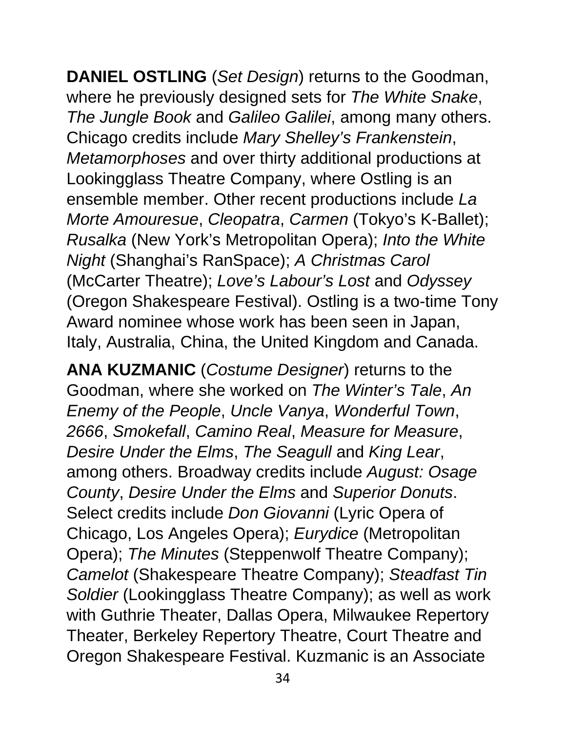**DANIEL OSTLING** (*Set Design*) returns to the Goodman, where he previously designed sets for *The White Snake*, *The Jungle Book* and *Galileo Galilei*, among many others. Chicago credits include *Mary Shelley's Frankenstein*, *Metamorphoses* and over thirty additional productions at Lookingglass Theatre Company, where Ostling is an ensemble member. Other recent productions include *La Morte Amouresue*, *Cleopatra*, *Carmen* (Tokyo's K-Ballet); *Rusalka* (New York's Metropolitan Opera); *Into the White Night* (Shanghai's RanSpace); *A Christmas Carol* (McCarter Theatre); *Love's Labour's Lost* and *Odyssey* (Oregon Shakespeare Festival). Ostling is a two-time Tony Award nominee whose work has been seen in Japan, Italy, Australia, China, the United Kingdom and Canada.

**ANA KUZMANIC** (*Costume Designer*) returns to the Goodman, where she worked on *The Winter's Tale*, *An Enemy of the People*, *Uncle Vanya*, *Wonderful Town*, *2666*, *Smokefall*, *Camino Real*, *Measure for Measure*, *Desire Under the Elms*, *The Seagull* and *King Lear*, among others. Broadway credits include *August: Osage County*, *Desire Under the Elms* and *Superior Donuts*. Select credits include *Don Giovanni* (Lyric Opera of Chicago, Los Angeles Opera); *Eurydice* (Metropolitan Opera); *The Minutes* (Steppenwolf Theatre Company); *Camelot* (Shakespeare Theatre Company); *Steadfast Tin Soldier* (Lookingglass Theatre Company); as well as work with Guthrie Theater, Dallas Opera, Milwaukee Repertory Theater, Berkeley Repertory Theatre, Court Theatre and Oregon Shakespeare Festival. Kuzmanic is an Associate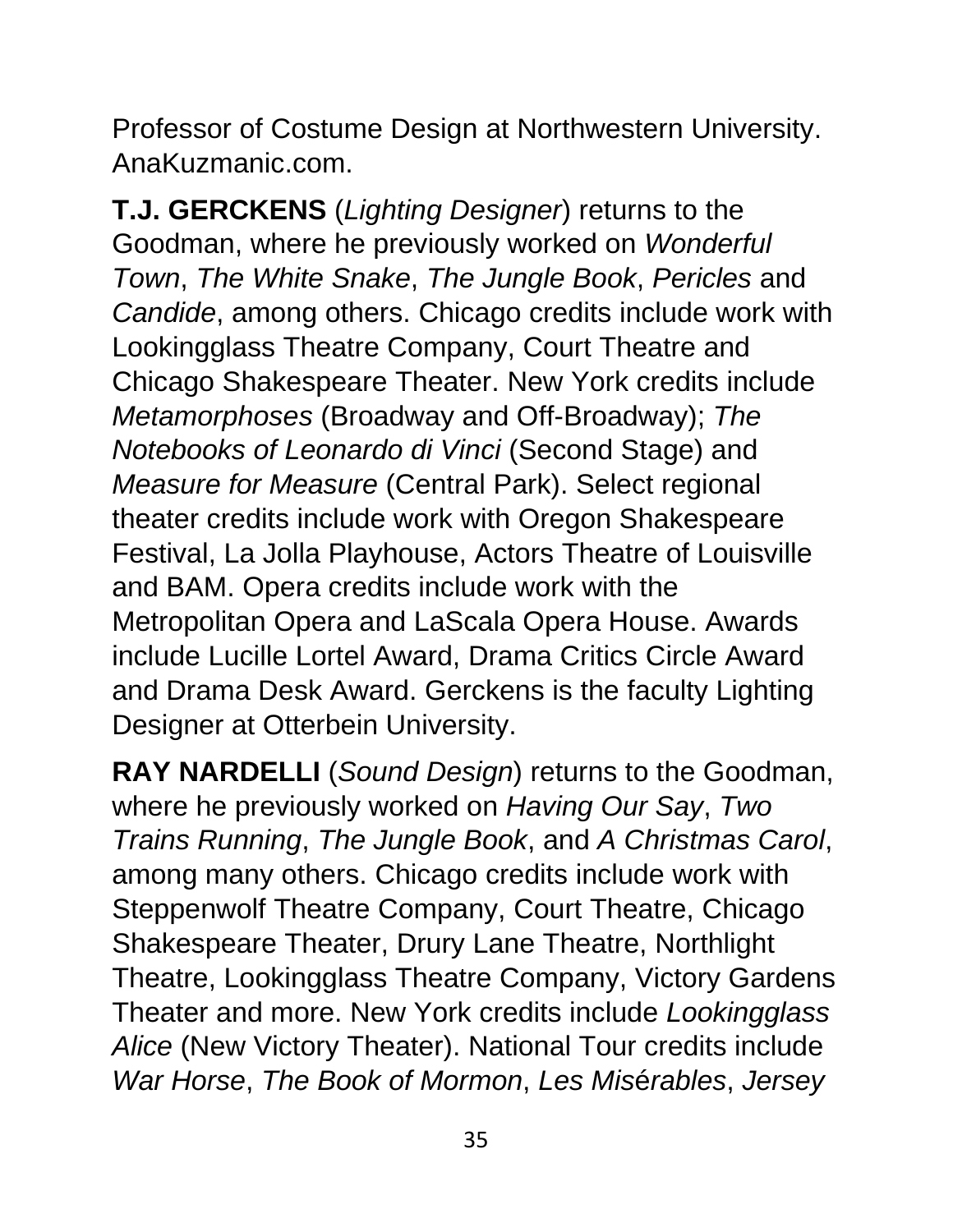Professor of Costume Design at Northwestern University. AnaKuzmanic.com.

**T.J. GERCKENS** (*Lighting Designer*) returns to the Goodman, where he previously worked on *Wonderful Town*, *The White Snake*, *The Jungle Book*, *Pericles* and *Candide*, among others. Chicago credits include work with Lookingglass Theatre Company, Court Theatre and Chicago Shakespeare Theater. New York credits include *Metamorphoses* (Broadway and Off-Broadway); *The Notebooks of Leonardo di Vinci* (Second Stage) and *Measure for Measure* (Central Park). Select regional theater credits include work with Oregon Shakespeare Festival, La Jolla Playhouse, Actors Theatre of Louisville and BAM. Opera credits include work with the Metropolitan Opera and LaScala Opera House. Awards include Lucille Lortel Award, Drama Critics Circle Award and Drama Desk Award. Gerckens is the faculty Lighting Designer at Otterbein University.

**RAY NARDELLI** (*Sound Design*) returns to the Goodman, where he previously worked on *Having Our Say*, *Two Trains Running*, *The Jungle Book*, and *A Christmas Carol*, among many others. Chicago credits include work with Steppenwolf Theatre Company, Court Theatre, Chicago Shakespeare Theater, Drury Lane Theatre, Northlight Theatre, Lookingglass Theatre Company, Victory Gardens Theater and more. New York credits include *Lookingglass Alice* (New Victory Theater). National Tour credits include *War Horse*, *The Book of Mormon*, *Les Misérables*, *Jersey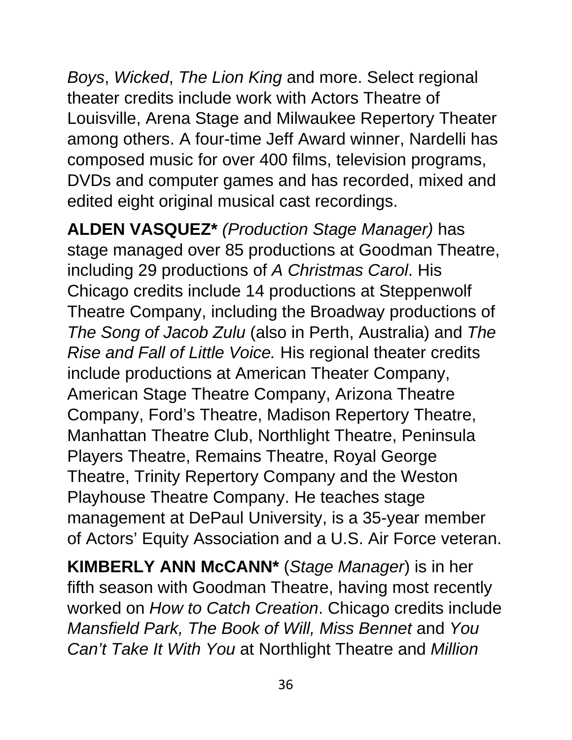*Boys*, *Wicked*, *The Lion King* and more. Select regional theater credits include work with Actors Theatre of Louisville, Arena Stage and Milwaukee Repertory Theater among others. A four-time Jeff Award winner, Nardelli has composed music for over 400 films, television programs, DVDs and computer games and has recorded, mixed and edited eight original musical cast recordings.

**ALDEN VASQUEZ*** *(Production Stage Manager)* has stage managed over 85 productions at Goodman Theatre, including 29 productions of *A Christmas Carol*. His Chicago credits include 14 productions at Steppenwolf Theatre Company, including the Broadway productions of *The Song of Jacob Zulu* (also in Perth, Australia) and *The Rise and Fall of Little Voice.* His regional theater credits include productions at American Theater Company, American Stage Theatre Company, Arizona Theatre Company, Ford's Theatre, Madison Repertory Theatre, Manhattan Theatre Club, Northlight Theatre, Peninsula Players Theatre, Remains Theatre, Royal George Theatre, Trinity Repertory Company and the Weston Playhouse Theatre Company. He teaches stage management at DePaul University, is a 35-year member of Actors' Equity Association and a U.S. Air Force veteran.

**KIMBERLY ANN McCANN*** (*Stage Manager*) is in her fifth season with Goodman Theatre, having most recently worked on *How to Catch Creation*. Chicago credits include *Mansfield Park, The Book of Will, Miss Bennet* and *You Can't Take It With You* at Northlight Theatre and *Million*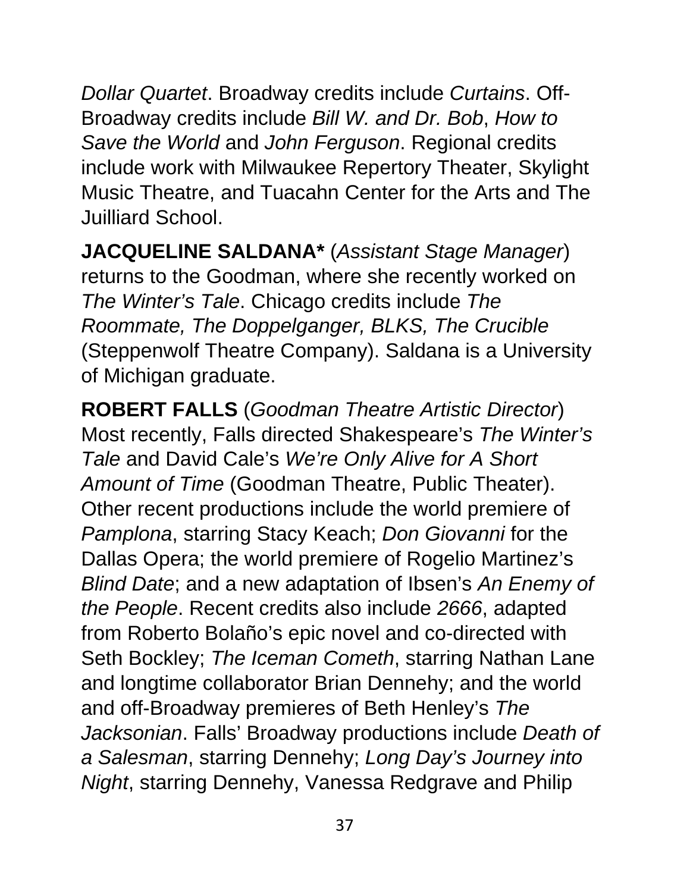*Dollar Quartet*. Broadway credits include *Curtains*. Off-Broadway credits include *Bill W. and Dr. Bob*, *How to Save the World* and *John Ferguson*. Regional credits include work with Milwaukee Repertory Theater, Skylight Music Theatre, and Tuacahn Center for the Arts and The Juilliard School.

**JACQUELINE SALDANA*** (*Assistant Stage Manager*) returns to the Goodman, where she recently worked on *The Winter's Tale*. Chicago credits include *The Roommate, The Doppelganger, BLKS, The Crucible* (Steppenwolf Theatre Company). Saldana is a University of Michigan graduate.

**ROBERT FALLS** (*Goodman Theatre Artistic Director*) Most recently, Falls directed Shakespeare's *The Winter's Tale* and David Cale's *We're Only Alive for A Short Amount of Time* (Goodman Theatre, Public Theater). Other recent productions include the world premiere of *Pamplona*, starring Stacy Keach; *Don Giovanni* for the Dallas Opera; the world premiere of Rogelio Martinez's *Blind Date*; and a new adaptation of Ibsen's *An Enemy of the People*. Recent credits also include *2666*, adapted from Roberto Bolaño's epic novel and co-directed with Seth Bockley; *The Iceman Cometh*, starring Nathan Lane and longtime collaborator Brian Dennehy; and the world and off-Broadway premieres of Beth Henley's *The Jacksonian*. Falls' Broadway productions include *Death of a Salesman*, starring Dennehy; *Long Day's Journey into Night*, starring Dennehy, Vanessa Redgrave and Philip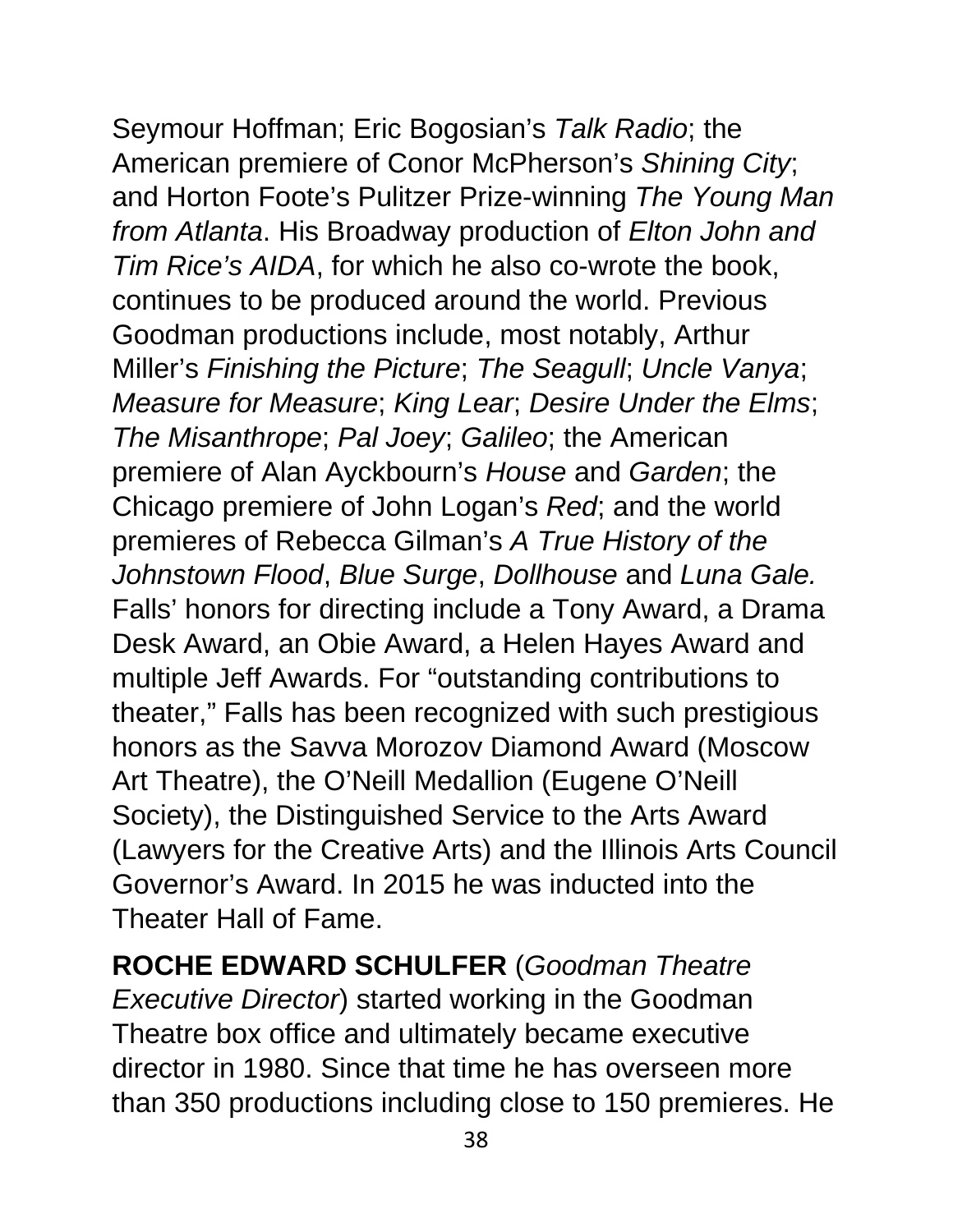Seymour Hoffman; Eric Bogosian's *Talk Radio*; the American premiere of Conor McPherson's *Shining City*; and Horton Foote's Pulitzer Prize-winning *The Young Man from Atlanta*. His Broadway production of *Elton John and Tim Rice's AIDA*, for which he also co-wrote the book, continues to be produced around the world. Previous Goodman productions include, most notably, Arthur Miller's *Finishing the Picture*; *The Seagull*; *Uncle Vanya*; *Measure for Measure*; *King Lear*; *Desire Under the Elms*; *The Misanthrope*; *Pal Joey*; *Galileo*; the American premiere of Alan Ayckbourn's *House* and *Garden*; the Chicago premiere of John Logan's *Red*; and the world premieres of Rebecca Gilman's *A True History of the Johnstown Flood*, *Blue Surge*, *Dollhouse* and *Luna Gale.* Falls' honors for directing include a Tony Award, a Drama Desk Award, an Obie Award, a Helen Hayes Award and multiple Jeff Awards. For "outstanding contributions to theater," Falls has been recognized with such prestigious honors as the Savva Morozov Diamond Award (Moscow Art Theatre), the O'Neill Medallion (Eugene O'Neill Society), the Distinguished Service to the Arts Award (Lawyers for the Creative Arts) and the Illinois Arts Council Governor's Award. In 2015 he was inducted into the Theater Hall of Fame.

**ROCHE EDWARD SCHULFER** (*Goodman Theatre Executive Director*) started working in the Goodman Theatre box office and ultimately became executive director in 1980. Since that time he has overseen more than 350 productions including close to 150 premieres. He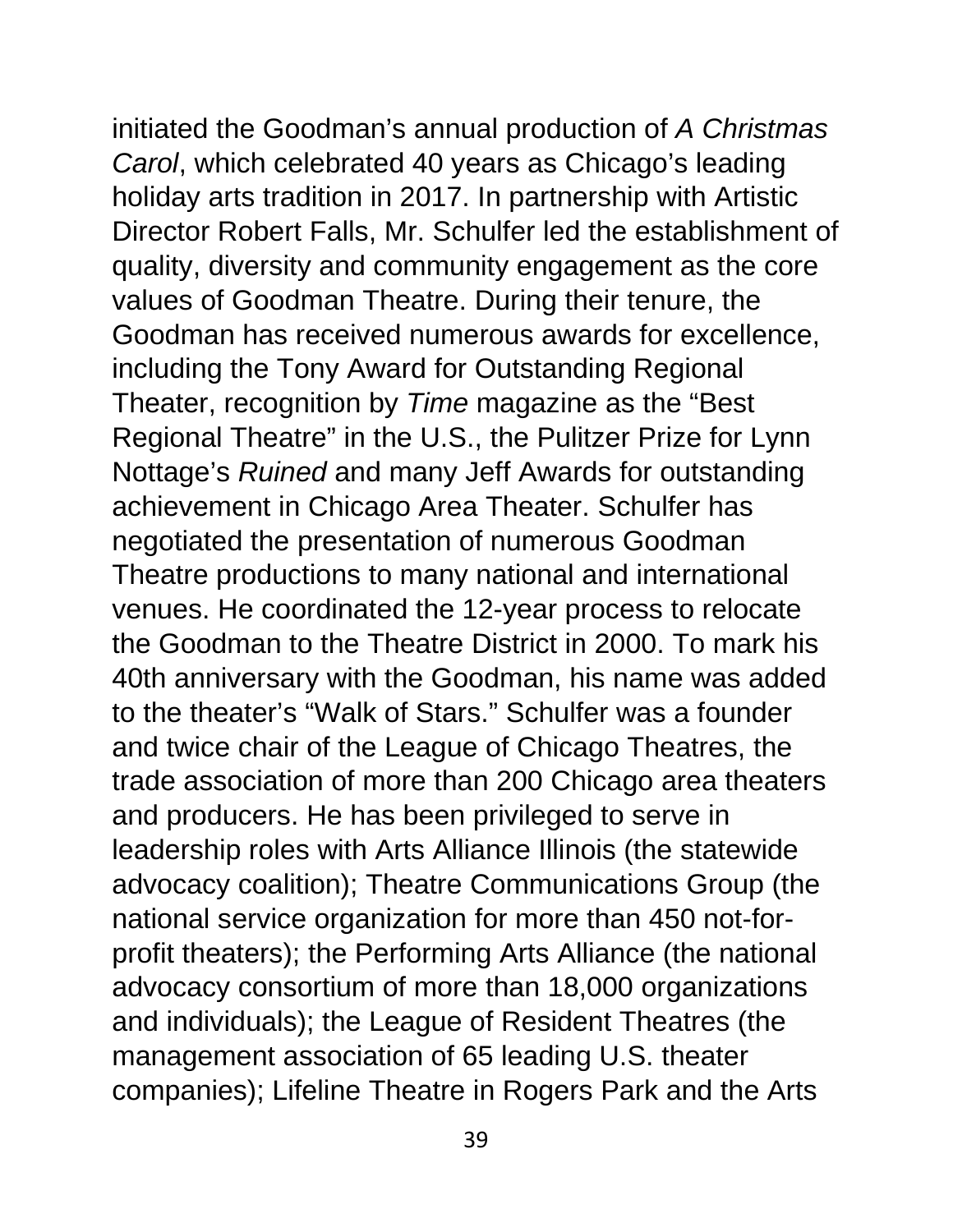initiated the Goodman's annual production of *A Christmas Carol*, which celebrated 40 years as Chicago's leading holiday arts tradition in 2017. In partnership with Artistic Director Robert Falls, Mr. Schulfer led the establishment of quality, diversity and community engagement as the core values of Goodman Theatre. During their tenure, the Goodman has received numerous awards for excellence, including the Tony Award for Outstanding Regional Theater, recognition by *Time* magazine as the "Best Regional Theatre" in the U.S., the Pulitzer Prize for Lynn Nottage's *Ruined* and many Jeff Awards for outstanding achievement in Chicago Area Theater. Schulfer has negotiated the presentation of numerous Goodman Theatre productions to many national and international venues. He coordinated the 12-year process to relocate the Goodman to the Theatre District in 2000. To mark his 40th anniversary with the Goodman, his name was added to the theater's "Walk of Stars." Schulfer was a founder and twice chair of the League of Chicago Theatres, the trade association of more than 200 Chicago area theaters and producers. He has been privileged to serve in leadership roles with Arts Alliance Illinois (the statewide advocacy coalition); Theatre Communications Group (the national service organization for more than 450 not-for-profit theaters); the Performing Arts Alliance (the national advocacy consortium of more than 18,000 organizations and individuals); the League of Resident Theatres (the management association of 65 leading U.S. theater companies); Lifeline Theatre in Rogers Park and the Arts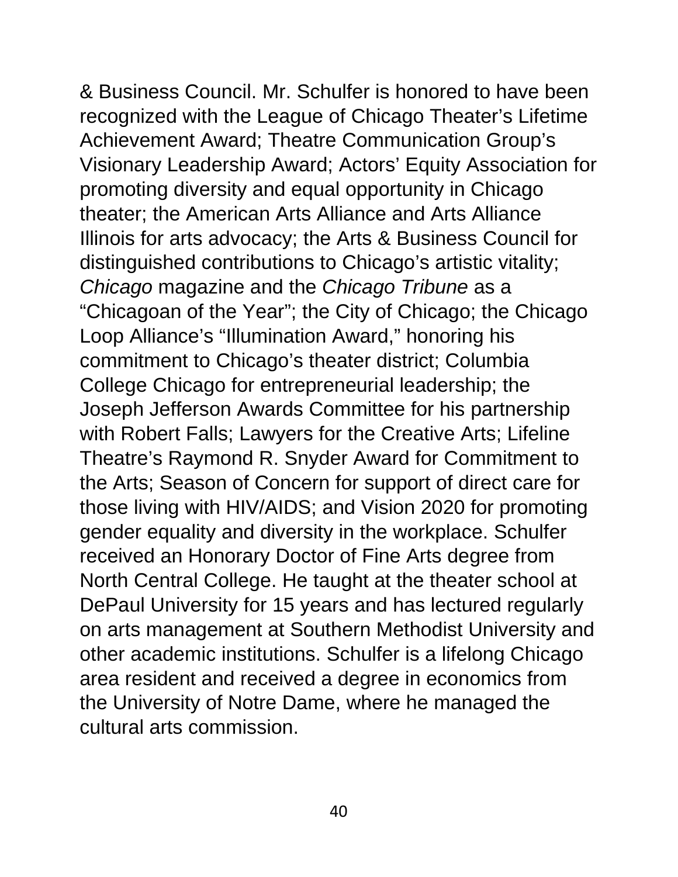& Business Council. Mr. Schulfer is honored to have been recognized with the League of Chicago Theater's Lifetime Achievement Award; Theatre Communication Group's Visionary Leadership Award; Actors' Equity Association for promoting diversity and equal opportunity in Chicago theater; the American Arts Alliance and Arts Alliance Illinois for arts advocacy; the Arts & Business Council for distinguished contributions to Chicago's artistic vitality; *Chicago* magazine and the *Chicago Tribune* as a "Chicagoan of the Year"; the City of Chicago; the Chicago Loop Alliance's "Illumination Award," honoring his commitment to Chicago's theater district; Columbia College Chicago for entrepreneurial leadership; the Joseph Jefferson Awards Committee for his partnership with Robert Falls; Lawyers for the Creative Arts; Lifeline Theatre's Raymond R. Snyder Award for Commitment to the Arts; Season of Concern for support of direct care for those living with HIV/AIDS; and Vision 2020 for promoting gender equality and diversity in the workplace. Schulfer received an Honorary Doctor of Fine Arts degree from North Central College. He taught at the theater school at DePaul University for 15 years and has lectured regularly on arts management at Southern Methodist University and other academic institutions. Schulfer is a lifelong Chicago area resident and received a degree in economics from the University of Notre Dame, where he managed the cultural arts commission.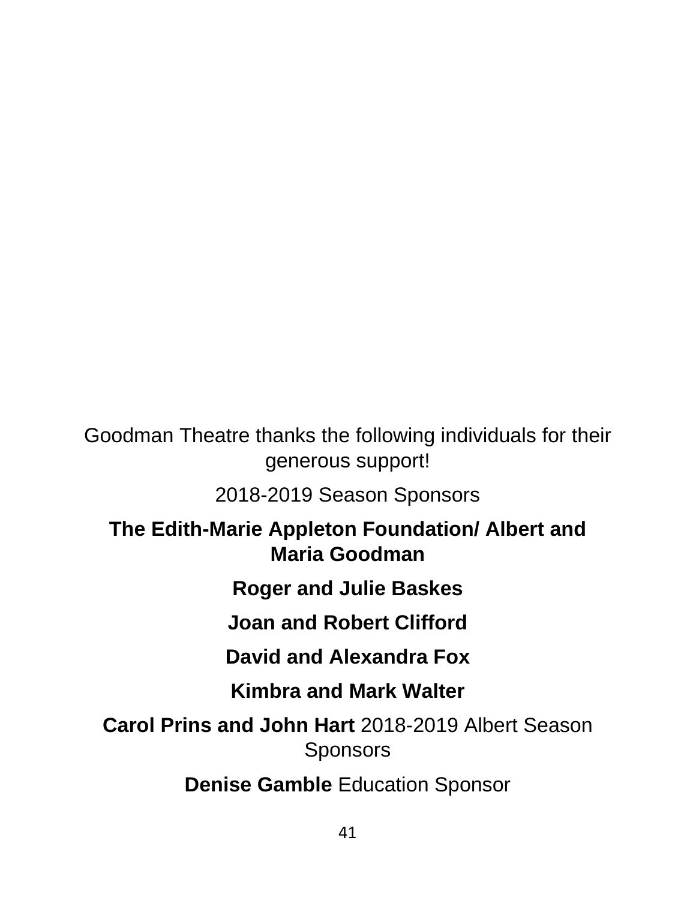Goodman Theatre thanks the following individuals for their generous support!

2018-2019 Season Sponsors

**The Edith-Marie Appleton Foundation/ Albert and Maria Goodman**

**Roger and Julie Baskes**

**Joan and Robert Clifford**

**David and Alexandra Fox**

**Kimbra and Mark Walter**

**Carol Prins and John Hart** 2018-2019 Albert Season Sponsors

**Denise Gamble** Education Sponsor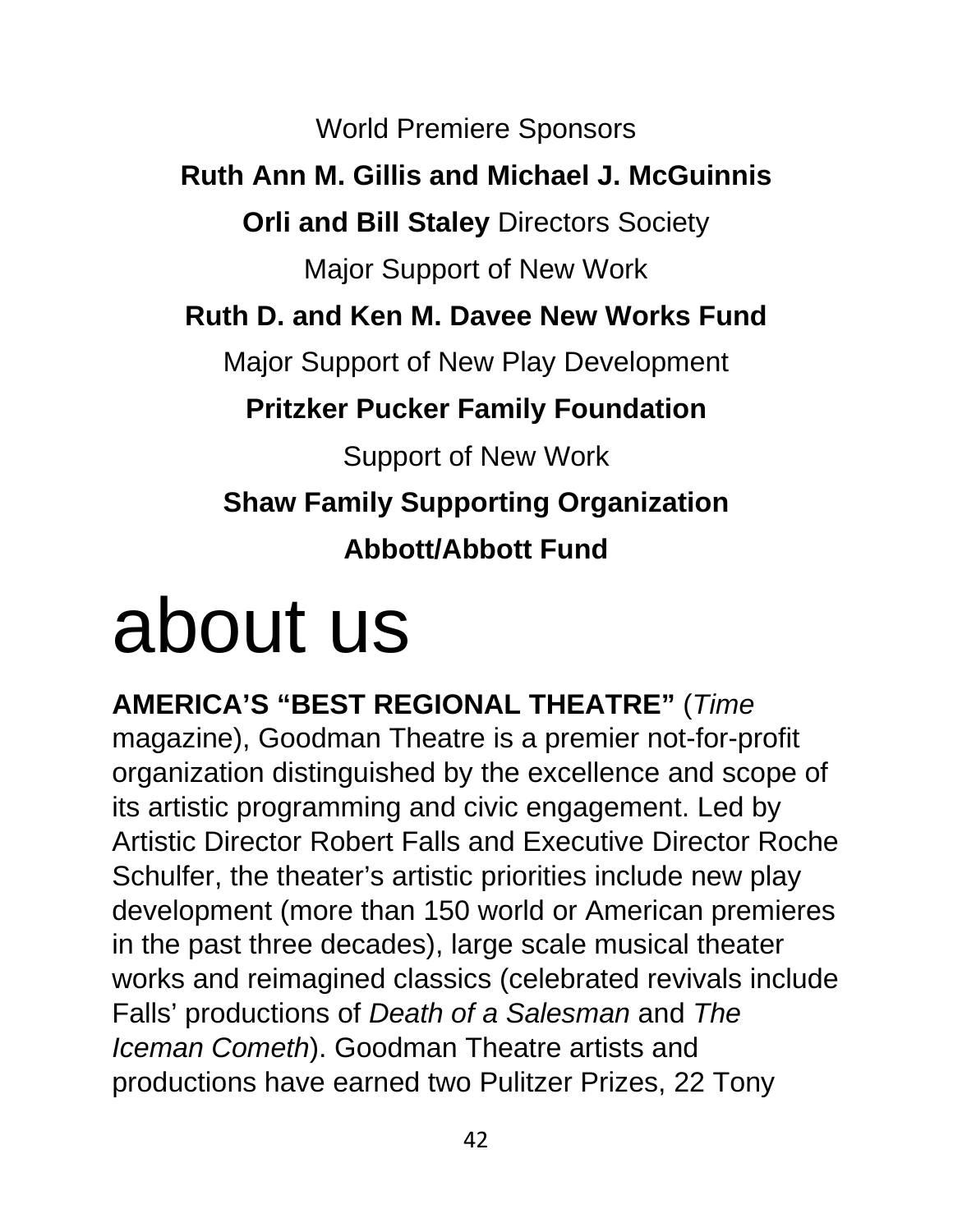World Premiere Sponsors

**Ruth Ann M. Gillis and Michael J. McGuinnis**

**Orli and Bill Staley** Directors Society

Major Support of New Work

**Ruth D. and Ken M. Davee New Works Fund**

Major Support of New Play Development

**Pritzker Pucker Family Foundation**

Support of New Work

**Shaw Family Supporting Organization**

**Abbott/Abbott Fund**

# about us

**AMERICA'S "BEST REGIONAL THEATRE"** (*Time* magazine), Goodman Theatre is a premier not-for-profit organization distinguished by the excellence and scope of its artistic programming and civic engagement. Led by Artistic Director Robert Falls and Executive Director Roche Schulfer, the theater's artistic priorities include new play development (more than 150 world or American premieres in the past three decades), large scale musical theater works and reimagined classics (celebrated revivals include Falls' productions of *Death of a Salesman* and *The Iceman Cometh*). Goodman Theatre artists and productions have earned two Pulitzer Prizes, 22 Tony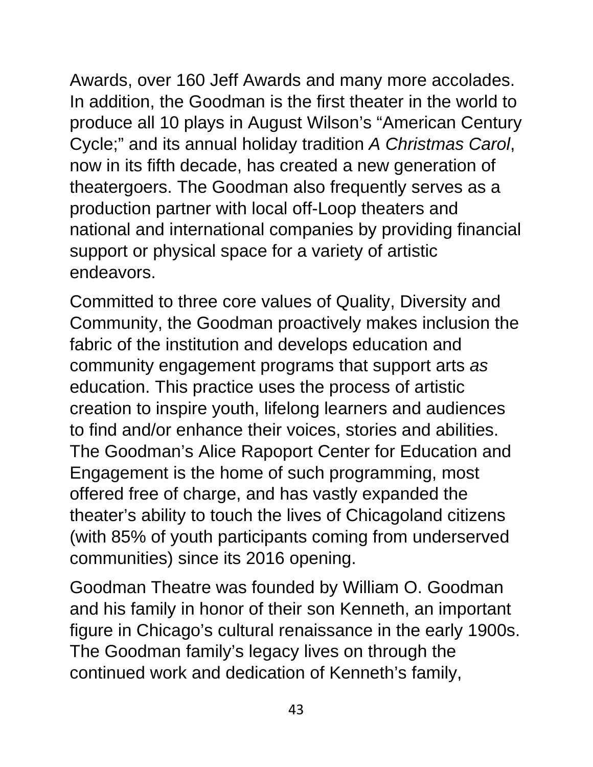Awards, over 160 Jeff Awards and many more accolades. In addition, the Goodman is the first theater in the world to produce all 10 plays in August Wilson's "American Century Cycle;" and its annual holiday tradition *A Christmas Carol*, now in its fifth decade, has created a new generation of theatergoers. The Goodman also frequently serves as a production partner with local off-Loop theaters and national and international companies by providing financial support or physical space for a variety of artistic endeavors.

Committed to three core values of Quality, Diversity and Community, the Goodman proactively makes inclusion the fabric of the institution and develops education and community engagement programs that support arts *as* education. This practice uses the process of artistic creation to inspire youth, lifelong learners and audiences to find and/or enhance their voices, stories and abilities. The Goodman's Alice Rapoport Center for Education and Engagement is the home of such programming, most offered free of charge, and has vastly expanded the theater's ability to touch the lives of Chicagoland citizens (with 85% of youth participants coming from underserved communities) since its 2016 opening.

Goodman Theatre was founded by William O. Goodman and his family in honor of their son Kenneth, an important figure in Chicago's cultural renaissance in the early 1900s. The Goodman family's legacy lives on through the continued work and dedication of Kenneth's family,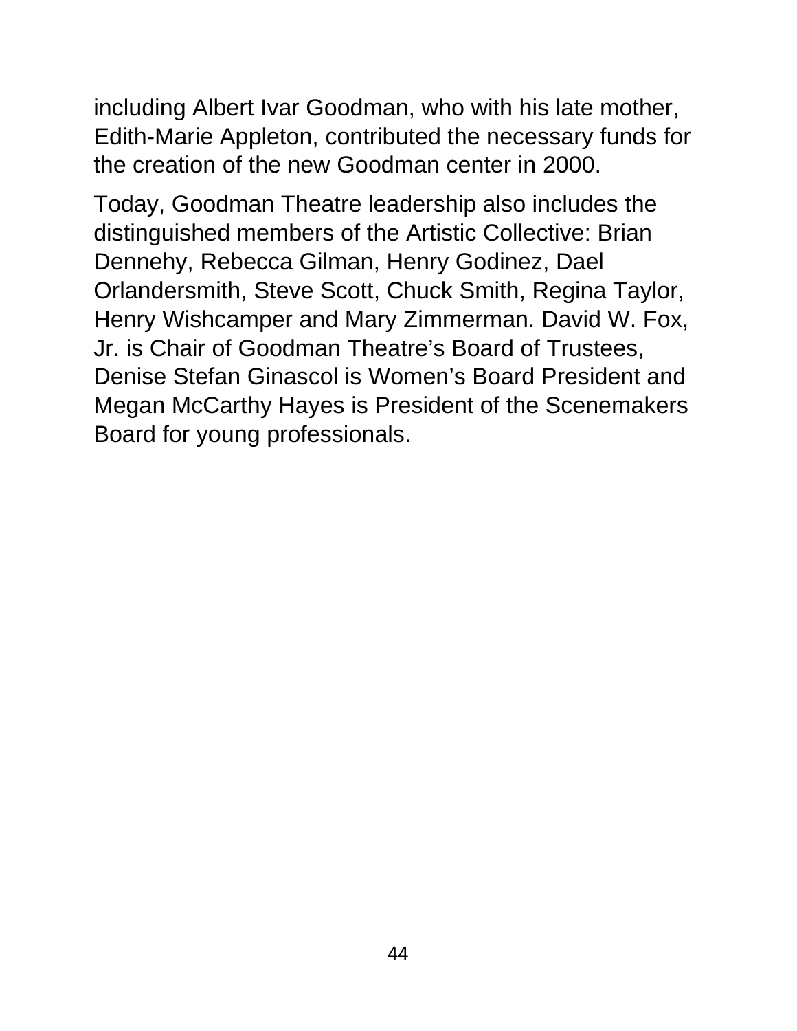including Albert Ivar Goodman, who with his late mother, Edith-Marie Appleton, contributed the necessary funds for the creation of the new Goodman center in 2000.

Today, Goodman Theatre leadership also includes the distinguished members of the Artistic Collective: Brian Dennehy, Rebecca Gilman, Henry Godinez, Dael Orlandersmith, Steve Scott, Chuck Smith, Regina Taylor, Henry Wishcamper and Mary Zimmerman. David W. Fox, Jr. is Chair of Goodman Theatre's Board of Trustees, Denise Stefan Ginascol is Women's Board President and Megan McCarthy Hayes is President of the Scenemakers Board for young professionals.